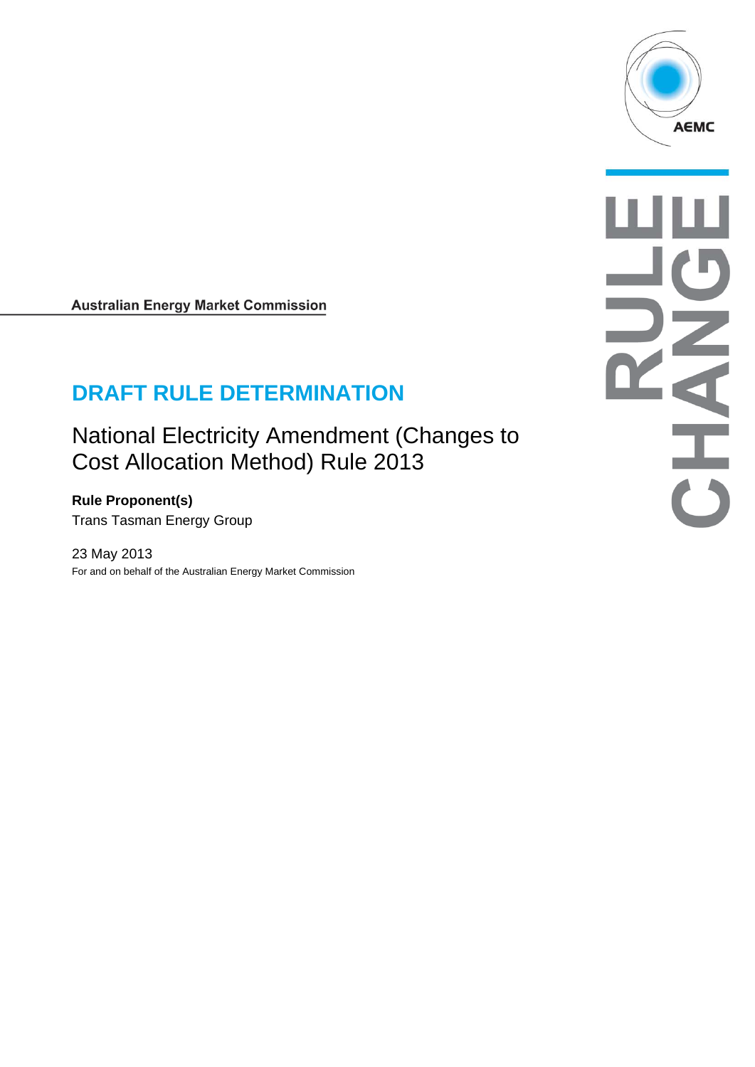Australian Energy Market Commission

# DRAFT RULE DETERMINATION

## National Electricity Amendment (Changes to Cost Allocation Method) Rule 2013

**Rule Proponent(s)**

Trans Tasman Energy Group

23 May 2013

For and on behalf of the Australian Energy Market Commission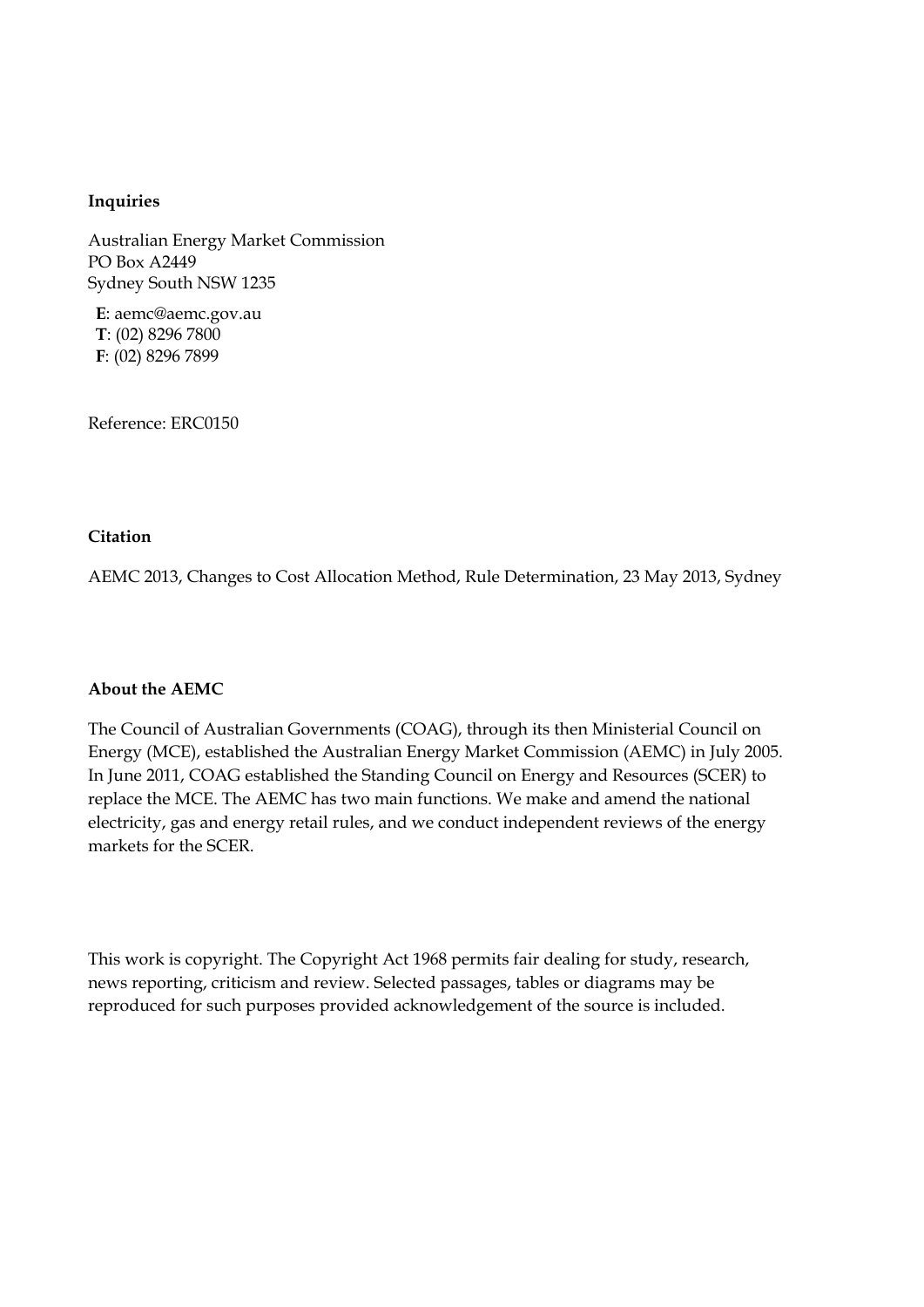**Inquiries**

Australian Energy Market Commission
PO Box A2449
Sydney South NSW 1235

**E**: aemc@aemc.gov.au
**T**: (02) 8296 7800
**F**: (02) 8296 7899

Reference: ERC0150

**Citation**

AEMC 2013, Changes to Cost Allocation Method, Rule Determination, 23 May 2013, Sydney

**About the AEMC**

The Council of Australian Governments (COAG), through its then Ministerial Council on Energy (MCE), established the Australian Energy Market Commission (AEMC) in July 2005. In June 2011, COAG established the Standing Council on Energy and Resources (SCER) to replace the MCE. The AEMC has two main functions. We make and amend the national electricity, gas and energy retail rules, and we conduct independent reviews of the energy markets for the SCER.

This work is copyright. The Copyright Act 1968 permits fair dealing for study, research, news reporting, criticism and review. Selected passages, tables or diagrams may be reproduced for such purposes provided acknowledgement of the source is included.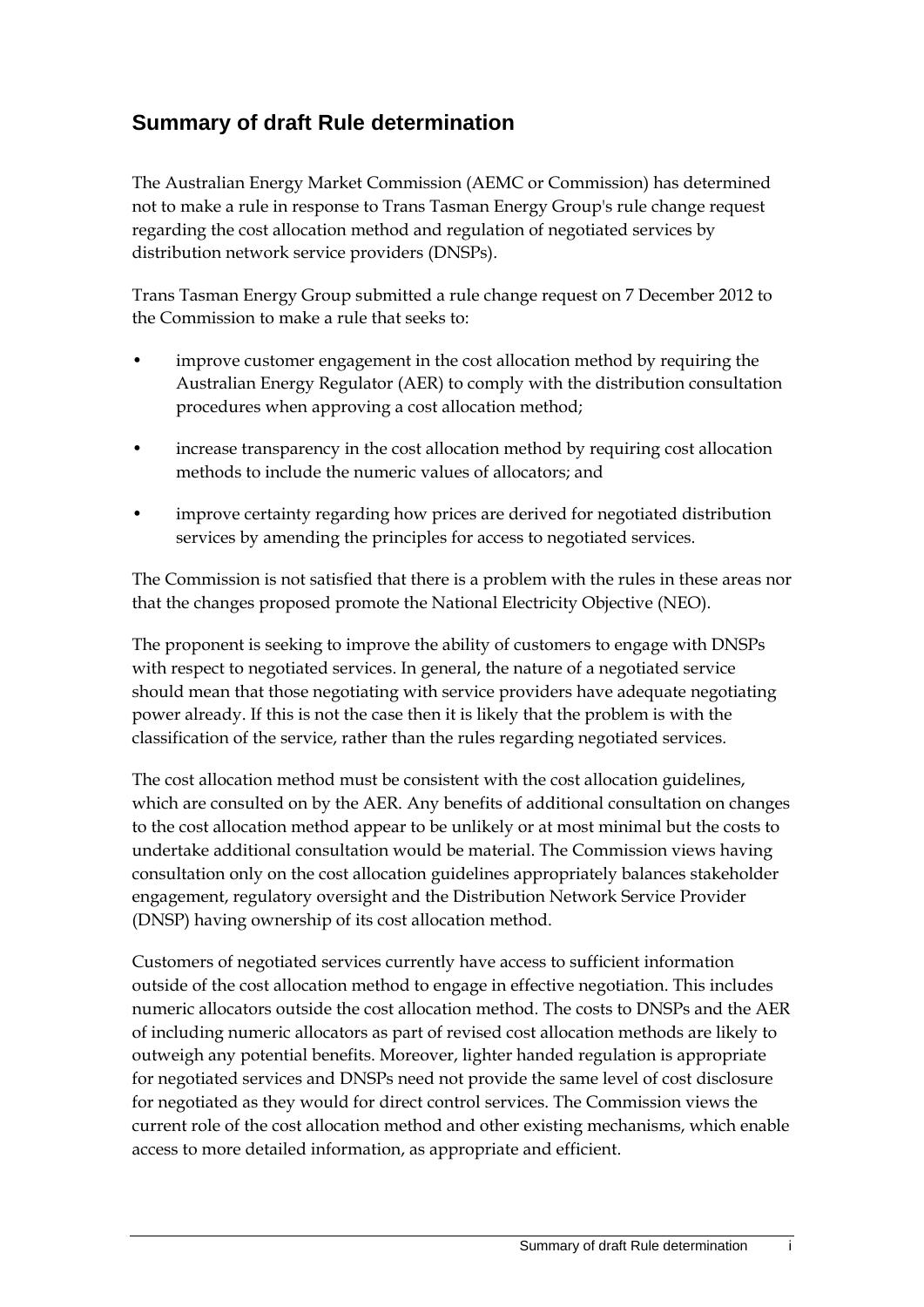## Summary of draft Rule determination

The Australian Energy Market Commission (AEMC or Commission) has determined not to make a rule in response to Trans Tasman Energy Group's rule change request regarding the cost allocation method and regulation of negotiated services by distribution network service providers (DNSPs).

Trans Tasman Energy Group submitted a rule change request on 7 December 2012 to the Commission to make a rule that seeks to:

- improve customer engagement in the cost allocation method by requiring the Australian Energy Regulator (AER) to comply with the distribution consultation procedures when approving a cost allocation method;
- increase transparency in the cost allocation method by requiring cost allocation methods to include the numeric values of allocators; and
- improve certainty regarding how prices are derived for negotiated distribution services by amending the principles for access to negotiated services.

The Commission is not satisfied that there is a problem with the rules in these areas nor that the changes proposed promote the National Electricity Objective (NEO).

The proponent is seeking to improve the ability of customers to engage with DNSPs with respect to negotiated services. In general, the nature of a negotiated service should mean that those negotiating with service providers have adequate negotiating power already. If this is not the case then it is likely that the problem is with the classification of the service, rather than the rules regarding negotiated services.

The cost allocation method must be consistent with the cost allocation guidelines, which are consulted on by the AER. Any benefits of additional consultation on changes to the cost allocation method appear to be unlikely or at most minimal but the costs to undertake additional consultation would be material. The Commission views having consultation only on the cost allocation guidelines appropriately balances stakeholder engagement, regulatory oversight and the Distribution Network Service Provider (DNSP) having ownership of its cost allocation method.

Customers of negotiated services currently have access to sufficient information outside of the cost allocation method to engage in effective negotiation. This includes numeric allocators outside the cost allocation method. The costs to DNSPs and the AER of including numeric allocators as part of revised cost allocation methods are likely to outweigh any potential benefits. Moreover, lighter handed regulation is appropriate for negotiated services and DNSPs need not provide the same level of cost disclosure for negotiated as they would for direct control services. The Commission views the current role of the cost allocation method and other existing mechanisms, which enable access to more detailed information, as appropriate and efficient.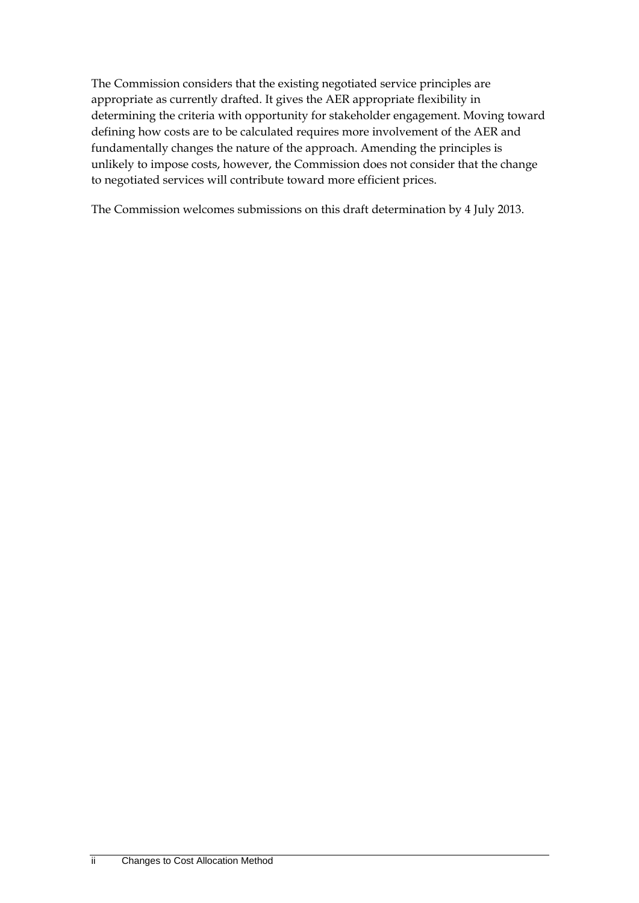The Commission considers that the existing negotiated service principles are appropriate as currently drafted. It gives the AER appropriate flexibility in determining the criteria with opportunity for stakeholder engagement. Moving toward defining how costs are to be calculated requires more involvement of the AER and fundamentally changes the nature of the approach. Amending the principles is unlikely to impose costs, however, the Commission does not consider that the change to negotiated services will contribute toward more efficient prices.

The Commission welcomes submissions on this draft determination by 4 July 2013.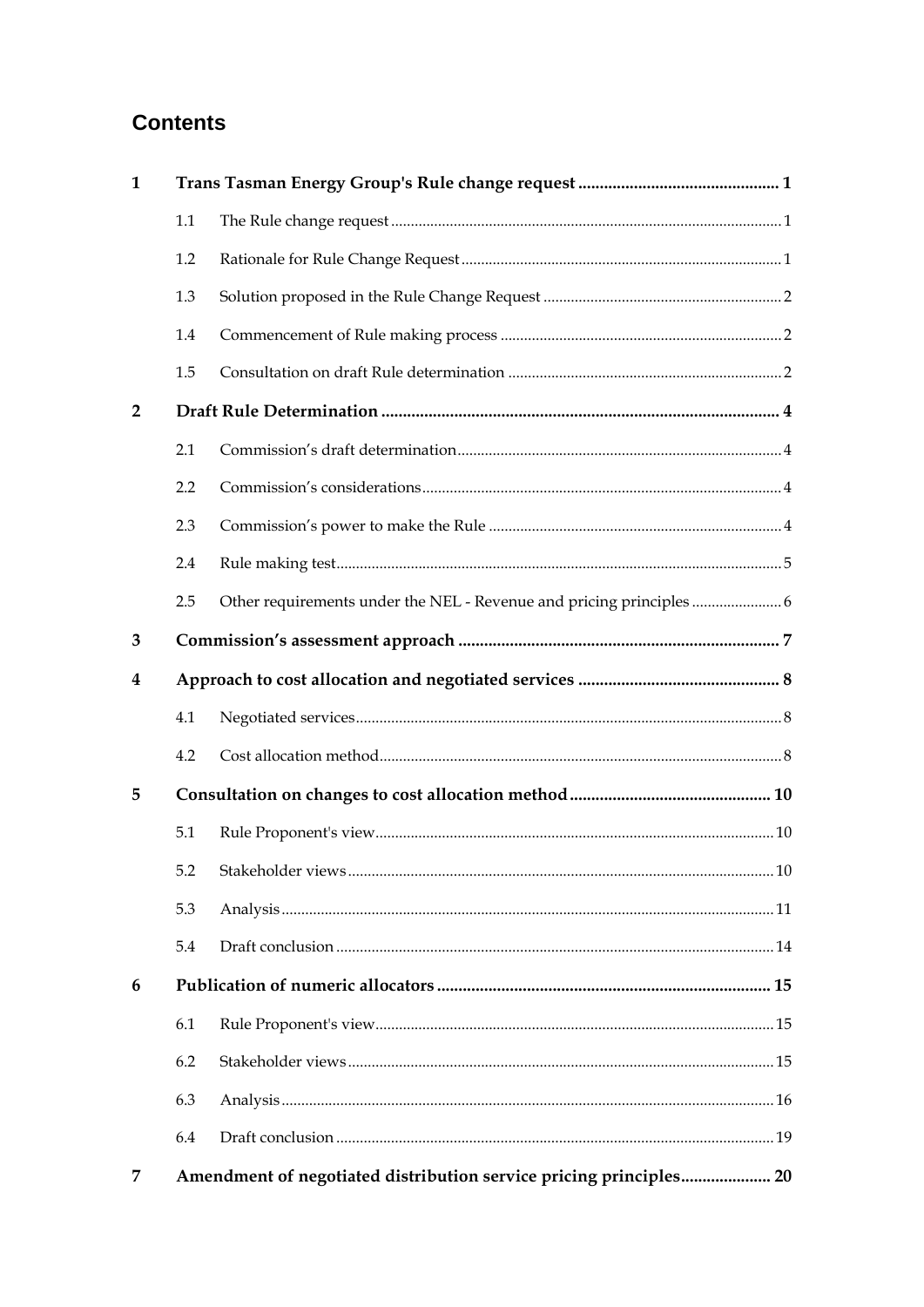## Contents

**1 Trans Tasman Energy Group's Rule change request .................................................. 1**

1.1 The Rule change request ........................................................................................ 1

1.2 Rationale for Rule Change Request ....................................................................... 1

1.3 Solution proposed in the Rule Change Request .................................................. 2

1.4 Commencement of Rule making process ............................................................. 2

1.5 Consultation on draft Rule determination ........................................................... 2

**2 Draft Rule Determination ........................................................................................ 4**

2.1 Commission's draft determination ........................................................................ 4

2.2 Commission's considerations .................................................................................. 4

2.3 Commission's power to make the Rule ................................................................. 4

2.4 Rule making test ....................................................................................................... 5

2.5 Other requirements under the NEL - Revenue and pricing principles ............. 6

**3 Commission's assessment approach ..................................................................... 7**

**4 Approach to cost allocation and negotiated services .......................................... 8**

4.1 Negotiated services .................................................................................................. 8

4.2 Cost allocation method ............................................................................................ 8

**5 Consultation on changes to cost allocation method .......................................... 10**

5.1 Rule Proponent's view ........................................................................................... 10

5.2 Stakeholder views .................................................................................................. 10

5.3 Analysis ................................................................................................................... 11

5.4 Draft conclusion ..................................................................................................... 14

**6 Publication of numeric allocators ........................................................................ 15**

6.1 Rule Proponent's view ........................................................................................... 15

6.2 Stakeholder views .................................................................................................. 15

6.3 Analysis ................................................................................................................... 16

6.4 Draft conclusion ..................................................................................................... 19

**7 Amendment of negotiated distribution service pricing principles .................... 20**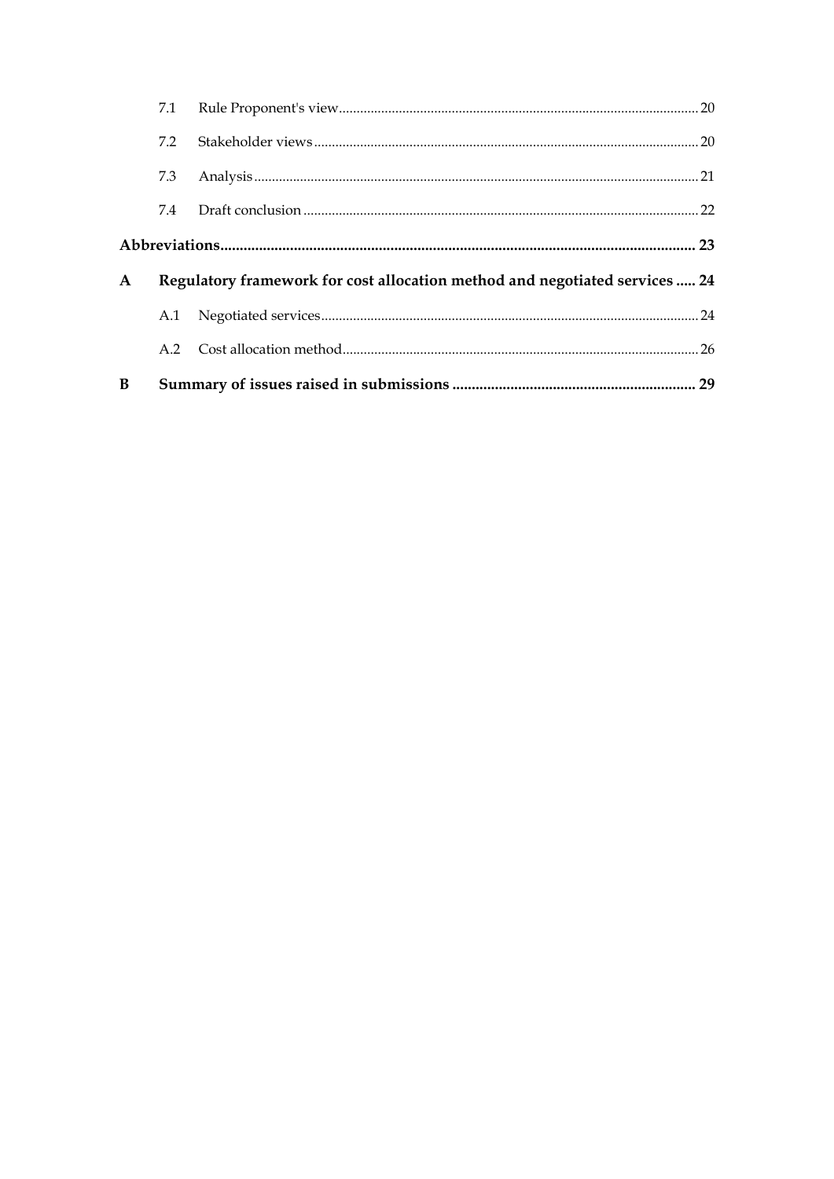7.1 Rule Proponent's view ..... 20

7.2 Stakeholder views ..... 20

7.3 Analysis ..... 21

7.4 Draft conclusion ..... 22

**Abbreviations ..... 23**

**A Regulatory framework for cost allocation method and negotiated services ..... 24**

A.1 Negotiated services ..... 24

A.2 Cost allocation method ..... 26

**B Summary of issues raised in submissions ..... 29**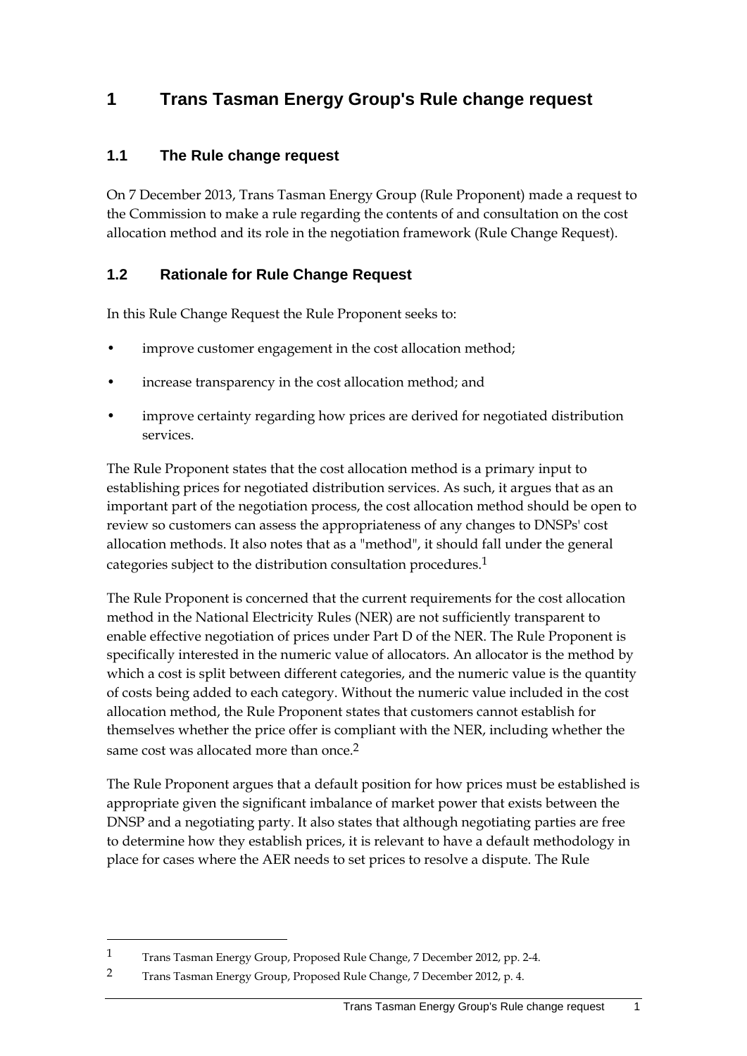# 1 Trans Tasman Energy Group's Rule change request

## 1.1 The Rule change request

On 7 December 2013, Trans Tasman Energy Group (Rule Proponent) made a request to the Commission to make a rule regarding the contents of and consultation on the cost allocation method and its role in the negotiation framework (Rule Change Request).

## 1.2 Rationale for Rule Change Request

In this Rule Change Request the Rule Proponent seeks to:

- improve customer engagement in the cost allocation method;
- increase transparency in the cost allocation method; and
- improve certainty regarding how prices are derived for negotiated distribution services.

The Rule Proponent states that the cost allocation method is a primary input to establishing prices for negotiated distribution services. As such, it argues that as an important part of the negotiation process, the cost allocation method should be open to review so customers can assess the appropriateness of any changes to DNSPs' cost allocation methods. It also notes that as a "method", it should fall under the general categories subject to the distribution consultation procedures.[1]

The Rule Proponent is concerned that the current requirements for the cost allocation method in the National Electricity Rules (NER) are not sufficiently transparent to enable effective negotiation of prices under Part D of the NER. The Rule Proponent is specifically interested in the numeric value of allocators. An allocator is the method by which a cost is split between different categories, and the numeric value is the quantity of costs being added to each category. Without the numeric value included in the cost allocation method, the Rule Proponent states that customers cannot establish for themselves whether the price offer is compliant with the NER, including whether the same cost was allocated more than once.[2]

The Rule Proponent argues that a default position for how prices must be established is appropriate given the significant imbalance of market power that exists between the DNSP and a negotiating party. It also states that although negotiating parties are free to determine how they establish prices, it is relevant to have a default methodology in place for cases where the AER needs to set prices to resolve a dispute. The Rule

[1] Trans Tasman Energy Group, Proposed Rule Change, 7 December 2012, pp. 2-4.

[2] Trans Tasman Energy Group, Proposed Rule Change, 7 December 2012, p. 4.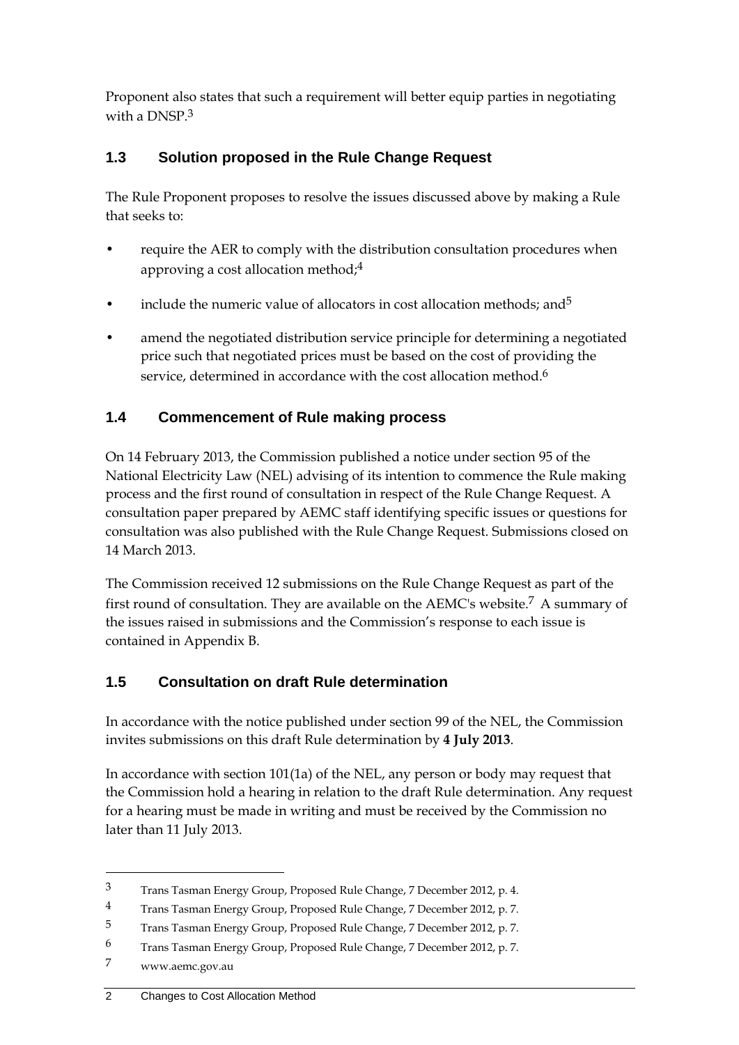Proponent also states that such a requirement will better equip parties in negotiating with a DNSP.[3]

## 1.3 Solution proposed in the Rule Change Request

The Rule Proponent proposes to resolve the issues discussed above by making a Rule that seeks to:

- require the AER to comply with the distribution consultation procedures when approving a cost allocation method;[4]
- include the numeric value of allocators in cost allocation methods; and[5]
- amend the negotiated distribution service principle for determining a negotiated price such that negotiated prices must be based on the cost of providing the service, determined in accordance with the cost allocation method.[6]

## 1.4 Commencement of Rule making process

On 14 February 2013, the Commission published a notice under section 95 of the National Electricity Law (NEL) advising of its intention to commence the Rule making process and the first round of consultation in respect of the Rule Change Request. A consultation paper prepared by AEMC staff identifying specific issues or questions for consultation was also published with the Rule Change Request. Submissions closed on 14 March 2013.

The Commission received 12 submissions on the Rule Change Request as part of the first round of consultation. They are available on the AEMC's website.[7] A summary of the issues raised in submissions and the Commission's response to each issue is contained in Appendix B.

## 1.5 Consultation on draft Rule determination

In accordance with the notice published under section 99 of the NEL, the Commission invites submissions on this draft Rule determination by **4 July 2013**.

In accordance with section 101(1a) of the NEL, any person or body may request that the Commission hold a hearing in relation to the draft Rule determination. Any request for a hearing must be made in writing and must be received by the Commission no later than 11 July 2013.

---

[3] Trans Tasman Energy Group, Proposed Rule Change, 7 December 2012, p. 4.

[4] Trans Tasman Energy Group, Proposed Rule Change, 7 December 2012, p. 7.

[5] Trans Tasman Energy Group, Proposed Rule Change, 7 December 2012, p. 7.

[6] Trans Tasman Energy Group, Proposed Rule Change, 7 December 2012, p. 7.

[7] www.aemc.gov.au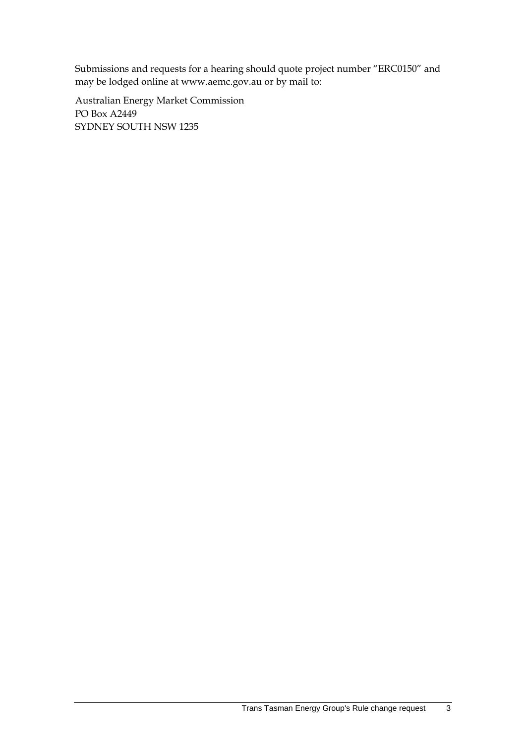Submissions and requests for a hearing should quote project number “ERC0150” and may be lodged online at www.aemc.gov.au or by mail to:

Australian Energy Market Commission
PO Box A2449
SYDNEY SOUTH NSW 1235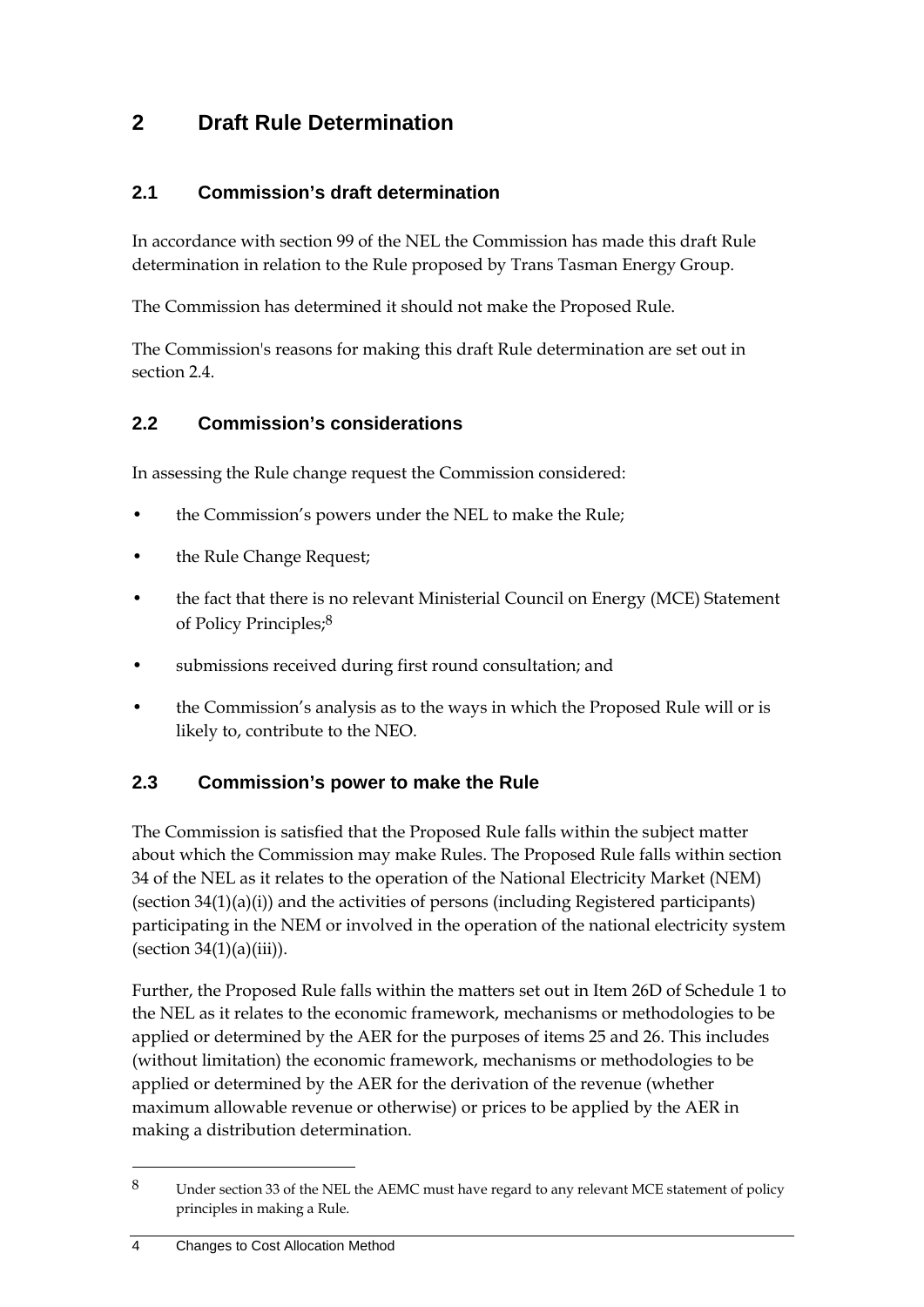# 2 Draft Rule Determination

## 2.1 Commission's draft determination

In accordance with section 99 of the NEL the Commission has made this draft Rule determination in relation to the Rule proposed by Trans Tasman Energy Group.

The Commission has determined it should not make the Proposed Rule.

The Commission's reasons for making this draft Rule determination are set out in section 2.4.

## 2.2 Commission's considerations

In assessing the Rule change request the Commission considered:

- the Commission's powers under the NEL to make the Rule;
- the Rule Change Request;
- the fact that there is no relevant Ministerial Council on Energy (MCE) Statement of Policy Principles;[8]
- submissions received during first round consultation; and
- the Commission's analysis as to the ways in which the Proposed Rule will or is likely to, contribute to the NEO.

## 2.3 Commission's power to make the Rule

The Commission is satisfied that the Proposed Rule falls within the subject matter about which the Commission may make Rules. The Proposed Rule falls within section 34 of the NEL as it relates to the operation of the National Electricity Market (NEM) (section 34(1)(a)(i)) and the activities of persons (including Registered participants) participating in the NEM or involved in the operation of the national electricity system (section 34(1)(a)(iii)).

Further, the Proposed Rule falls within the matters set out in Item 26D of Schedule 1 to the NEL as it relates to the economic framework, mechanisms or methodologies to be applied or determined by the AER for the purposes of items 25 and 26. This includes (without limitation) the economic framework, mechanisms or methodologies to be applied or determined by the AER for the derivation of the revenue (whether maximum allowable revenue or otherwise) or prices to be applied by the AER in making a distribution determination.

---

[8] Under section 33 of the NEL the AEMC must have regard to any relevant MCE statement of policy principles in making a Rule.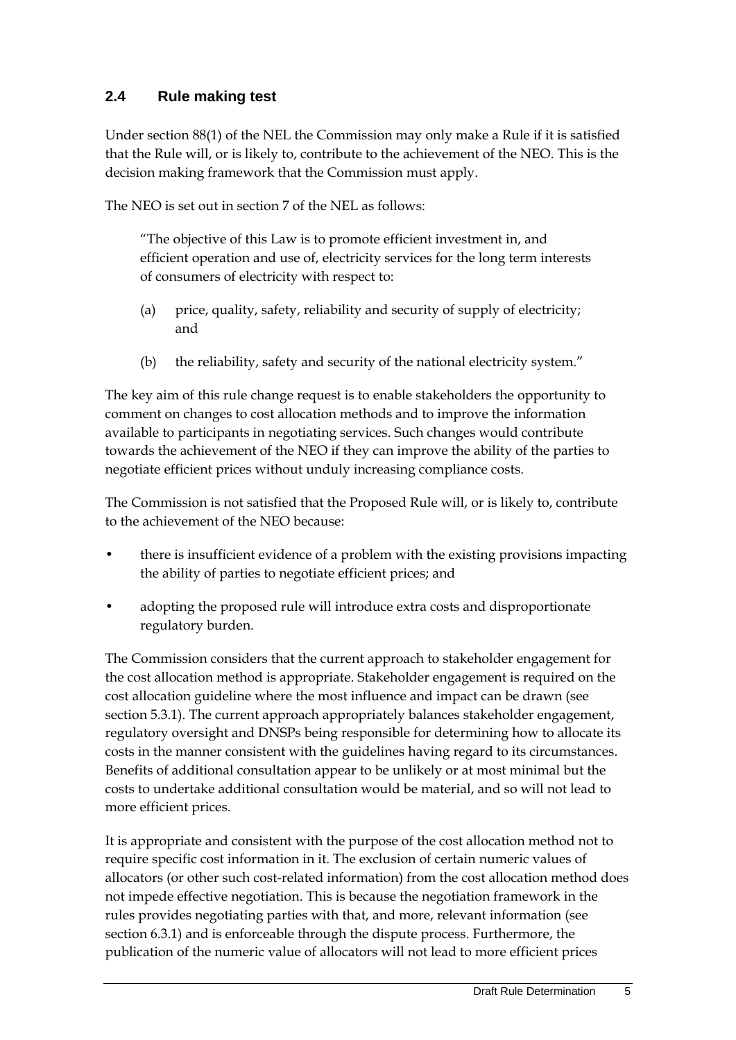## 2.4 Rule making test

Under section 88(1) of the NEL the Commission may only make a Rule if it is satisfied that the Rule will, or is likely to, contribute to the achievement of the NEO. This is the decision making framework that the Commission must apply.

The NEO is set out in section 7 of the NEL as follows:

> "The objective of this Law is to promote efficient investment in, and efficient operation and use of, electricity services for the long term interests of consumers of electricity with respect to:
>
> (a) price, quality, safety, reliability and security of supply of electricity; and
>
> (b) the reliability, safety and security of the national electricity system."

The key aim of this rule change request is to enable stakeholders the opportunity to comment on changes to cost allocation methods and to improve the information available to participants in negotiating services. Such changes would contribute towards the achievement of the NEO if they can improve the ability of the parties to negotiate efficient prices without unduly increasing compliance costs.

The Commission is not satisfied that the Proposed Rule will, or is likely to, contribute to the achievement of the NEO because:

- there is insufficient evidence of a problem with the existing provisions impacting the ability of parties to negotiate efficient prices; and
- adopting the proposed rule will introduce extra costs and disproportionate regulatory burden.

The Commission considers that the current approach to stakeholder engagement for the cost allocation method is appropriate. Stakeholder engagement is required on the cost allocation guideline where the most influence and impact can be drawn (see section 5.3.1). The current approach appropriately balances stakeholder engagement, regulatory oversight and DNSPs being responsible for determining how to allocate its costs in the manner consistent with the guidelines having regard to its circumstances. Benefits of additional consultation appear to be unlikely or at most minimal but the costs to undertake additional consultation would be material, and so will not lead to more efficient prices.

It is appropriate and consistent with the purpose of the cost allocation method not to require specific cost information in it. The exclusion of certain numeric values of allocators (or other such cost-related information) from the cost allocation method does not impede effective negotiation. This is because the negotiation framework in the rules provides negotiating parties with that, and more, relevant information (see section 6.3.1) and is enforceable through the dispute process. Furthermore, the publication of the numeric value of allocators will not lead to more efficient prices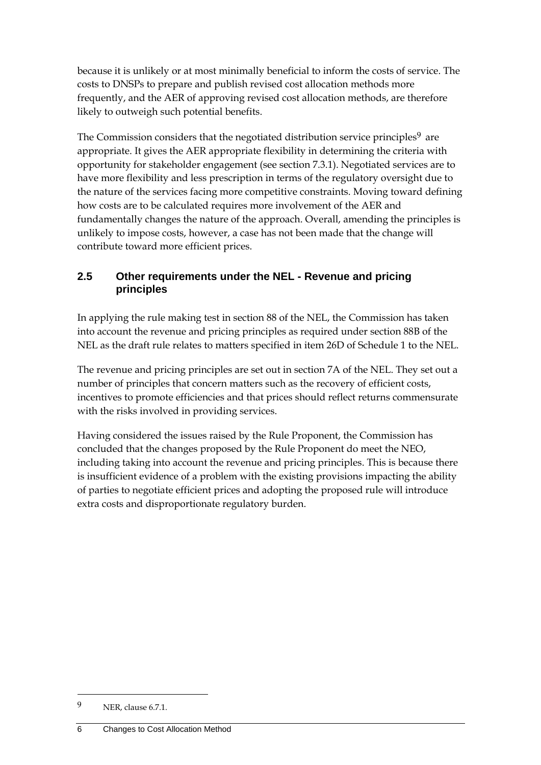because it is unlikely or at most minimally beneficial to inform the costs of service. The costs to DNSPs to prepare and publish revised cost allocation methods more frequently, and the AER of approving revised cost allocation methods, are therefore likely to outweigh such potential benefits.

The Commission considers that the negotiated distribution service principles[9] are appropriate. It gives the AER appropriate flexibility in determining the criteria with opportunity for stakeholder engagement (see section 7.3.1). Negotiated services are to have more flexibility and less prescription in terms of the regulatory oversight due to the nature of the services facing more competitive constraints. Moving toward defining how costs are to be calculated requires more involvement of the AER and fundamentally changes the nature of the approach. Overall, amending the principles is unlikely to impose costs, however, a case has not been made that the change will contribute toward more efficient prices.

## 2.5 Other requirements under the NEL - Revenue and pricing principles

In applying the rule making test in section 88 of the NEL, the Commission has taken into account the revenue and pricing principles as required under section 88B of the NEL as the draft rule relates to matters specified in item 26D of Schedule 1 to the NEL.

The revenue and pricing principles are set out in section 7A of the NEL. They set out a number of principles that concern matters such as the recovery of efficient costs, incentives to promote efficiencies and that prices should reflect returns commensurate with the risks involved in providing services.

Having considered the issues raised by the Rule Proponent, the Commission has concluded that the changes proposed by the Rule Proponent do meet the NEO, including taking into account the revenue and pricing principles. This is because there is insufficient evidence of a problem with the existing provisions impacting the ability of parties to negotiate efficient prices and adopting the proposed rule will introduce extra costs and disproportionate regulatory burden.

---

[9] NER, clause 6.7.1.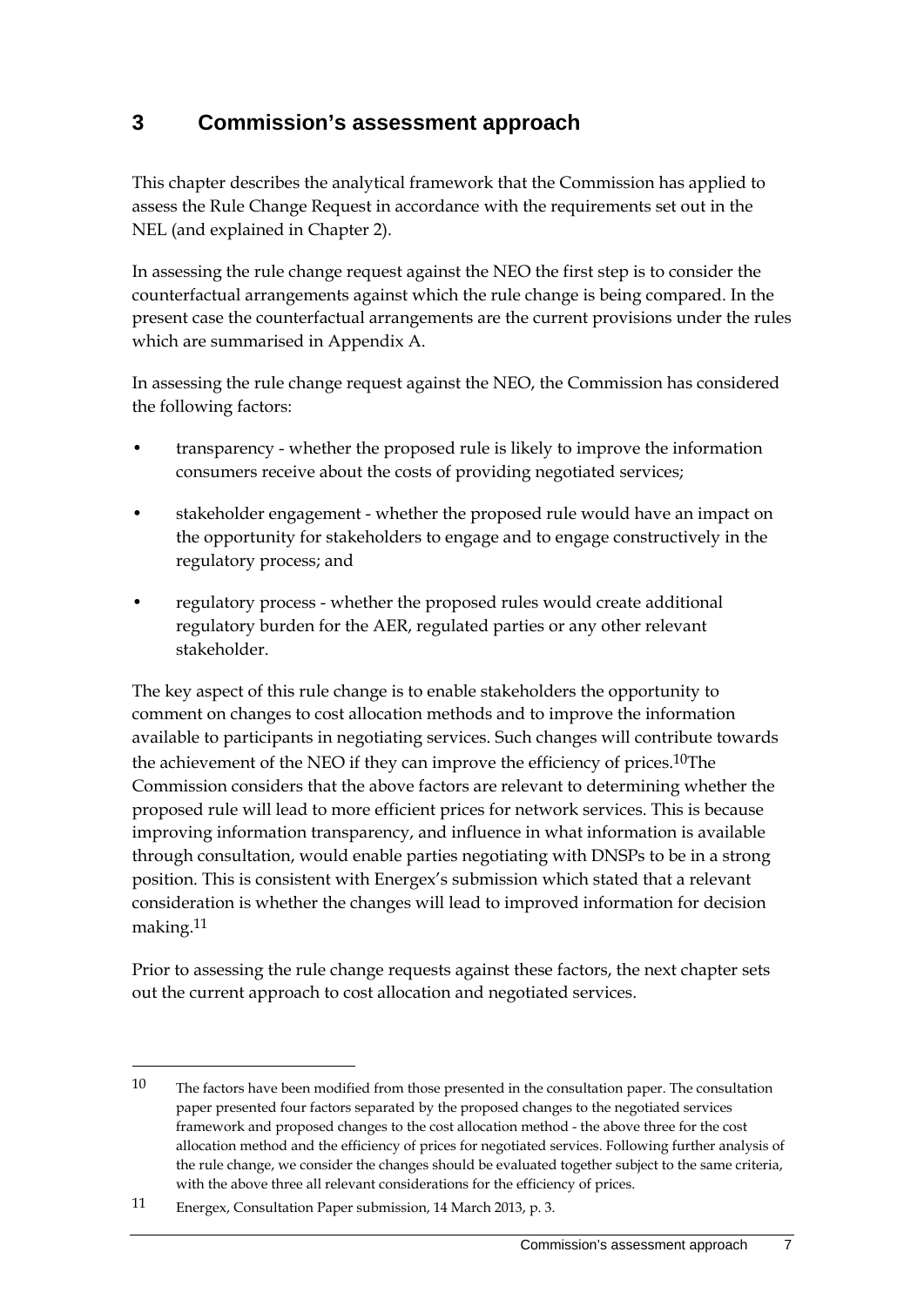# 3 Commission's assessment approach

This chapter describes the analytical framework that the Commission has applied to assess the Rule Change Request in accordance with the requirements set out in the NEL (and explained in Chapter 2).

In assessing the rule change request against the NEO the first step is to consider the counterfactual arrangements against which the rule change is being compared. In the present case the counterfactual arrangements are the current provisions under the rules which are summarised in Appendix A.

In assessing the rule change request against the NEO, the Commission has considered the following factors:

- transparency - whether the proposed rule is likely to improve the information consumers receive about the costs of providing negotiated services;
- stakeholder engagement - whether the proposed rule would have an impact on the opportunity for stakeholders to engage and to engage constructively in the regulatory process; and
- regulatory process - whether the proposed rules would create additional regulatory burden for the AER, regulated parties or any other relevant stakeholder.

The key aspect of this rule change is to enable stakeholders the opportunity to comment on changes to cost allocation methods and to improve the information available to participants in negotiating services. Such changes will contribute towards the achievement of the NEO if they can improve the efficiency of prices.[10]The Commission considers that the above factors are relevant to determining whether the proposed rule will lead to more efficient prices for network services. This is because improving information transparency, and influence in what information is available through consultation, would enable parties negotiating with DNSPs to be in a strong position. This is consistent with Energex's submission which stated that a relevant consideration is whether the changes will lead to improved information for decision making.[11]

Prior to assessing the rule change requests against these factors, the next chapter sets out the current approach to cost allocation and negotiated services.

---

10 The factors have been modified from those presented in the consultation paper. The consultation paper presented four factors separated by the proposed changes to the negotiated services framework and proposed changes to the cost allocation method - the above three for the cost allocation method and the efficiency of prices for negotiated services. Following further analysis of the rule change, we consider the changes should be evaluated together subject to the same criteria, with the above three all relevant considerations for the efficiency of prices.

11 Energex, Consultation Paper submission, 14 March 2013, p. 3.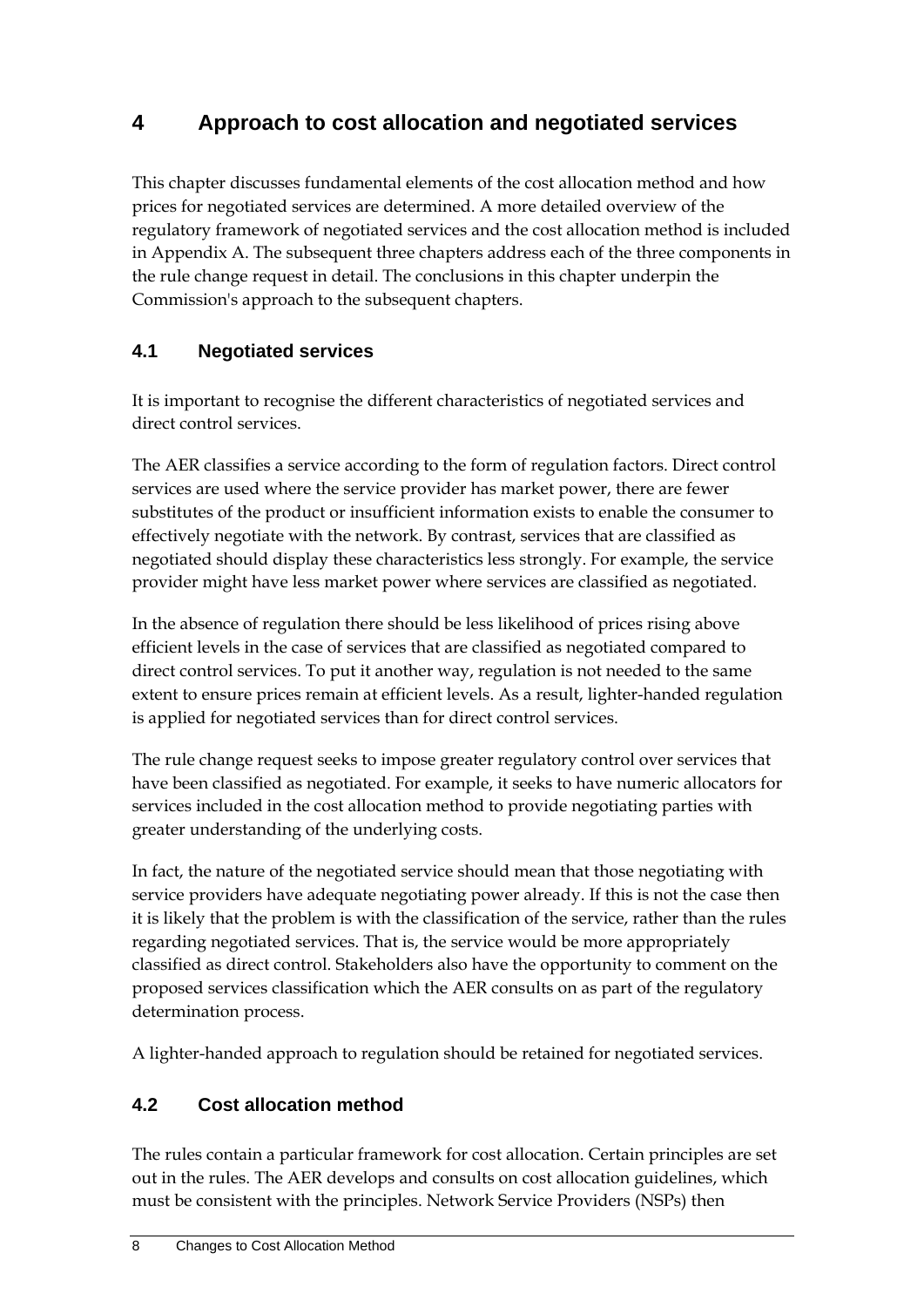# 4 Approach to cost allocation and negotiated services

This chapter discusses fundamental elements of the cost allocation method and how prices for negotiated services are determined. A more detailed overview of the regulatory framework of negotiated services and the cost allocation method is included in Appendix A. The subsequent three chapters address each of the three components in the rule change request in detail. The conclusions in this chapter underpin the Commission's approach to the subsequent chapters.

## 4.1 Negotiated services

It is important to recognise the different characteristics of negotiated services and direct control services.

The AER classifies a service according to the form of regulation factors. Direct control services are used where the service provider has market power, there are fewer substitutes of the product or insufficient information exists to enable the consumer to effectively negotiate with the network. By contrast, services that are classified as negotiated should display these characteristics less strongly. For example, the service provider might have less market power where services are classified as negotiated.

In the absence of regulation there should be less likelihood of prices rising above efficient levels in the case of services that are classified as negotiated compared to direct control services. To put it another way, regulation is not needed to the same extent to ensure prices remain at efficient levels. As a result, lighter-handed regulation is applied for negotiated services than for direct control services.

The rule change request seeks to impose greater regulatory control over services that have been classified as negotiated. For example, it seeks to have numeric allocators for services included in the cost allocation method to provide negotiating parties with greater understanding of the underlying costs.

In fact, the nature of the negotiated service should mean that those negotiating with service providers have adequate negotiating power already. If this is not the case then it is likely that the problem is with the classification of the service, rather than the rules regarding negotiated services. That is, the service would be more appropriately classified as direct control. Stakeholders also have the opportunity to comment on the proposed services classification which the AER consults on as part of the regulatory determination process.

A lighter-handed approach to regulation should be retained for negotiated services.

## 4.2 Cost allocation method

The rules contain a particular framework for cost allocation. Certain principles are set out in the rules. The AER develops and consults on cost allocation guidelines, which must be consistent with the principles. Network Service Providers (NSPs) then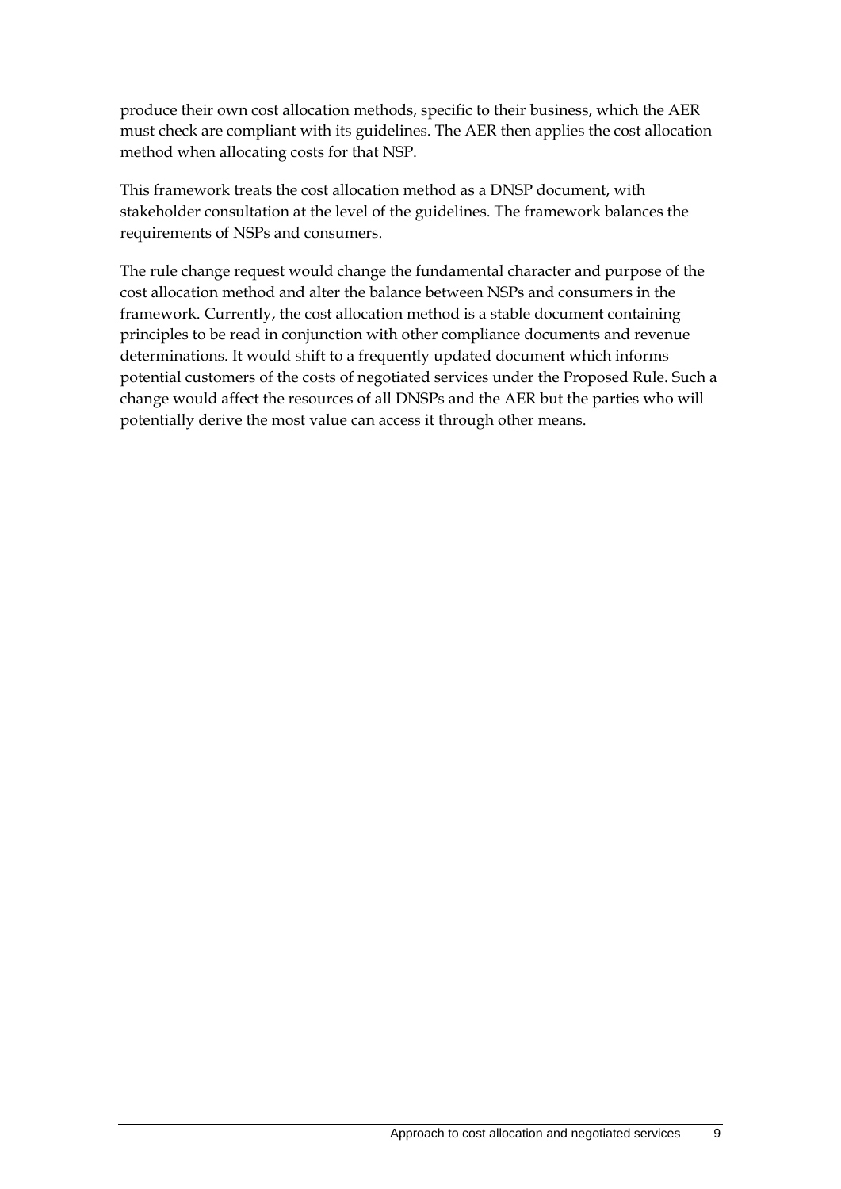produce their own cost allocation methods, specific to their business, which the AER must check are compliant with its guidelines. The AER then applies the cost allocation method when allocating costs for that NSP.

This framework treats the cost allocation method as a DNSP document, with stakeholder consultation at the level of the guidelines. The framework balances the requirements of NSPs and consumers.

The rule change request would change the fundamental character and purpose of the cost allocation method and alter the balance between NSPs and consumers in the framework. Currently, the cost allocation method is a stable document containing principles to be read in conjunction with other compliance documents and revenue determinations. It would shift to a frequently updated document which informs potential customers of the costs of negotiated services under the Proposed Rule. Such a change would affect the resources of all DNSPs and the AER but the parties who will potentially derive the most value can access it through other means.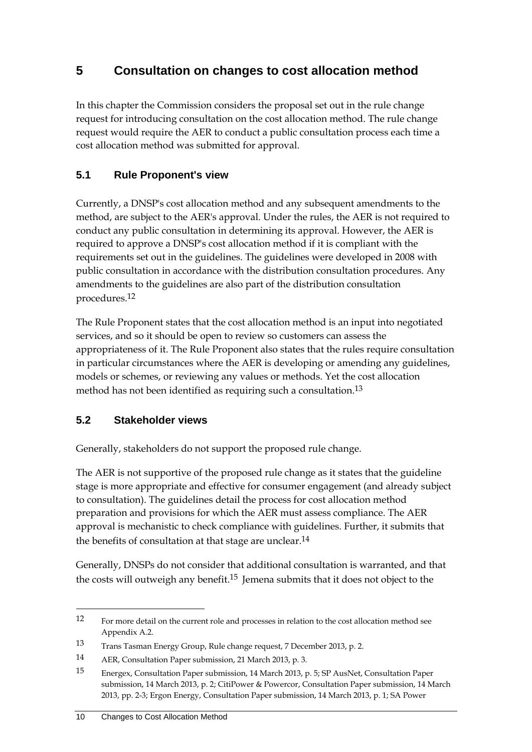# 5 Consultation on changes to cost allocation method

In this chapter the Commission considers the proposal set out in the rule change request for introducing consultation on the cost allocation method. The rule change request would require the AER to conduct a public consultation process each time a cost allocation method was submitted for approval.

## 5.1 Rule Proponent's view

Currently, a DNSP's cost allocation method and any subsequent amendments to the method, are subject to the AER's approval. Under the rules, the AER is not required to conduct any public consultation in determining its approval. However, the AER is required to approve a DNSP's cost allocation method if it is compliant with the requirements set out in the guidelines. The guidelines were developed in 2008 with public consultation in accordance with the distribution consultation procedures. Any amendments to the guidelines are also part of the distribution consultation procedures.[12]

The Rule Proponent states that the cost allocation method is an input into negotiated services, and so it should be open to review so customers can assess the appropriateness of it. The Rule Proponent also states that the rules require consultation in particular circumstances where the AER is developing or amending any guidelines, models or schemes, or reviewing any values or methods. Yet the cost allocation method has not been identified as requiring such a consultation.[13]

## 5.2 Stakeholder views

Generally, stakeholders do not support the proposed rule change.

The AER is not supportive of the proposed rule change as it states that the guideline stage is more appropriate and effective for consumer engagement (and already subject to consultation). The guidelines detail the process for cost allocation method preparation and provisions for which the AER must assess compliance. The AER approval is mechanistic to check compliance with guidelines. Further, it submits that the benefits of consultation at that stage are unclear.[14]

Generally, DNSPs do not consider that additional consultation is warranted, and that the costs will outweigh any benefit.[15] Jemena submits that it does not object to the

---

[12] For more detail on the current role and processes in relation to the cost allocation method see Appendix A.2.

[13] Trans Tasman Energy Group, Rule change request, 7 December 2013, p. 2.

[14] AER, Consultation Paper submission, 21 March 2013, p. 3.

[15] Energex, Consultation Paper submission, 14 March 2013, p. 5; SP AusNet, Consultation Paper submission, 14 March 2013, p. 2; CitiPower & Powercor, Consultation Paper submission, 14 March 2013, pp. 2-3; Ergon Energy, Consultation Paper submission, 14 March 2013, p. 1; SA Power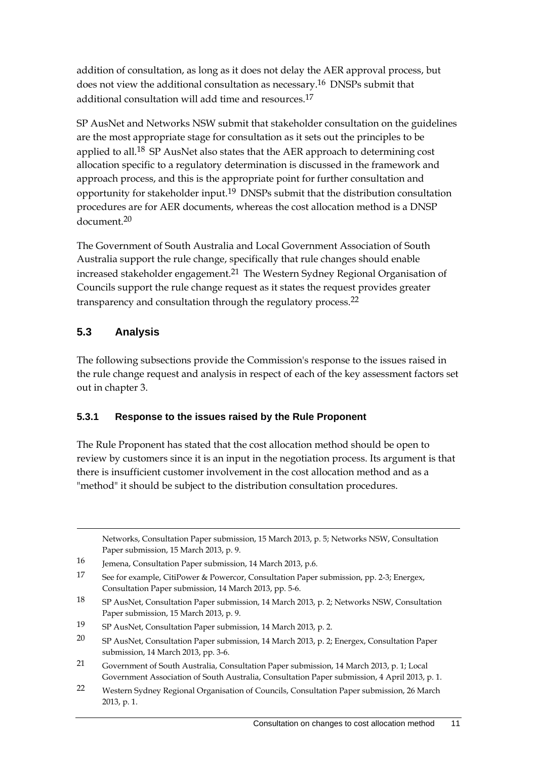addition of consultation, as long as it does not delay the AER approval process, but does not view the additional consultation as necessary.[16] DNSPs submit that additional consultation will add time and resources.[17]

SP AusNet and Networks NSW submit that stakeholder consultation on the guidelines are the most appropriate stage for consultation as it sets out the principles to be applied to all.[18] SP AusNet also states that the AER approach to determining cost allocation specific to a regulatory determination is discussed in the framework and approach process, and this is the appropriate point for further consultation and opportunity for stakeholder input.[19] DNSPs submit that the distribution consultation procedures are for AER documents, whereas the cost allocation method is a DNSP document.[20]

The Government of South Australia and Local Government Association of South Australia support the rule change, specifically that rule changes should enable increased stakeholder engagement.[21] The Western Sydney Regional Organisation of Councils support the rule change request as it states the request provides greater transparency and consultation through the regulatory process.[22]

## 5.3 Analysis

The following subsections provide the Commission's response to the issues raised in the rule change request and analysis in respect of each of the key assessment factors set out in chapter 3.

### 5.3.1 Response to the issues raised by the Rule Proponent

The Rule Proponent has stated that the cost allocation method should be open to review by customers since it is an input in the negotiation process. Its argument is that there is insufficient customer involvement in the cost allocation method and as a "method" it should be subject to the distribution consultation procedures.

---

Networks, Consultation Paper submission, 15 March 2013, p. 5; Networks NSW, Consultation Paper submission, 15 March 2013, p. 9.

16 Jemena, Consultation Paper submission, 14 March 2013, p.6.

17 See for example, CitiPower & Powercor, Consultation Paper submission, pp. 2-3; Energex, Consultation Paper submission, 14 March 2013, pp. 5-6.

18 SP AusNet, Consultation Paper submission, 14 March 2013, p. 2; Networks NSW, Consultation Paper submission, 15 March 2013, p. 9.

19 SP AusNet, Consultation Paper submission, 14 March 2013, p. 2.

20 SP AusNet, Consultation Paper submission, 14 March 2013, p. 2; Energex, Consultation Paper submission, 14 March 2013, pp. 3-6.

21 Government of South Australia, Consultation Paper submission, 14 March 2013, p. 1; Local Government Association of South Australia, Consultation Paper submission, 4 April 2013, p. 1.

22 Western Sydney Regional Organisation of Councils, Consultation Paper submission, 26 March 2013, p. 1.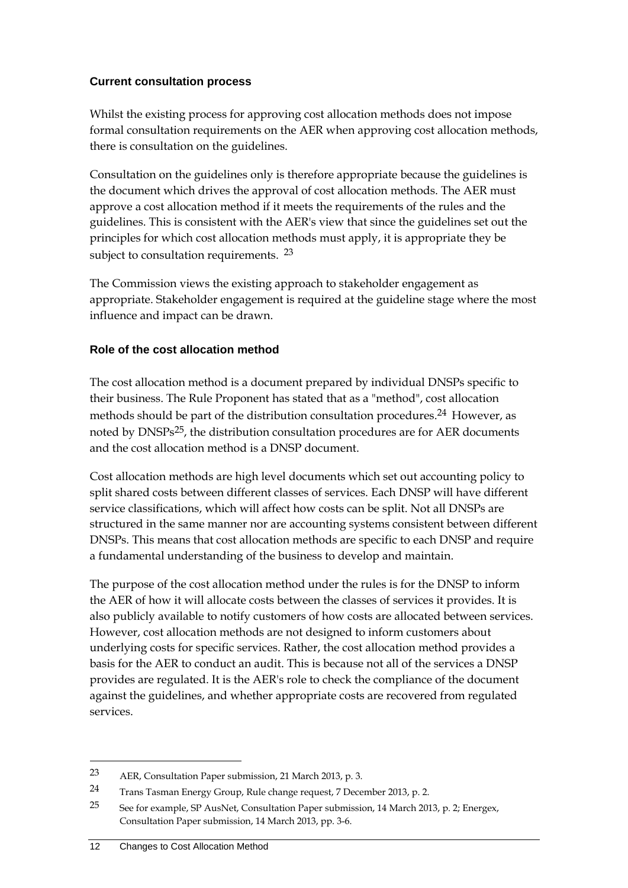### Current consultation process

Whilst the existing process for approving cost allocation methods does not impose formal consultation requirements on the AER when approving cost allocation methods, there is consultation on the guidelines.

Consultation on the guidelines only is therefore appropriate because the guidelines is the document which drives the approval of cost allocation methods. The AER must approve a cost allocation method if it meets the requirements of the rules and the guidelines. This is consistent with the AER's view that since the guidelines set out the principles for which cost allocation methods must apply, it is appropriate they be subject to consultation requirements. [23]

The Commission views the existing approach to stakeholder engagement as appropriate. Stakeholder engagement is required at the guideline stage where the most influence and impact can be drawn.

### Role of the cost allocation method

The cost allocation method is a document prepared by individual DNSPs specific to their business. The Rule Proponent has stated that as a "method", cost allocation methods should be part of the distribution consultation procedures.[24] However, as noted by DNSPs[25], the distribution consultation procedures are for AER documents and the cost allocation method is a DNSP document.

Cost allocation methods are high level documents which set out accounting policy to split shared costs between different classes of services. Each DNSP will have different service classifications, which will affect how costs can be split. Not all DNSPs are structured in the same manner nor are accounting systems consistent between different DNSPs. This means that cost allocation methods are specific to each DNSP and require a fundamental understanding of the business to develop and maintain.

The purpose of the cost allocation method under the rules is for the DNSP to inform the AER of how it will allocate costs between the classes of services it provides. It is also publicly available to notify customers of how costs are allocated between services. However, cost allocation methods are not designed to inform customers about underlying costs for specific services. Rather, the cost allocation method provides a basis for the AER to conduct an audit. This is because not all of the services a DNSP provides are regulated. It is the AER's role to check the compliance of the document against the guidelines, and whether appropriate costs are recovered from regulated services.

---

23 AER, Consultation Paper submission, 21 March 2013, p. 3.

24 Trans Tasman Energy Group, Rule change request, 7 December 2013, p. 2.

25 See for example, SP AusNet, Consultation Paper submission, 14 March 2013, p. 2; Energex, Consultation Paper submission, 14 March 2013, pp. 3-6.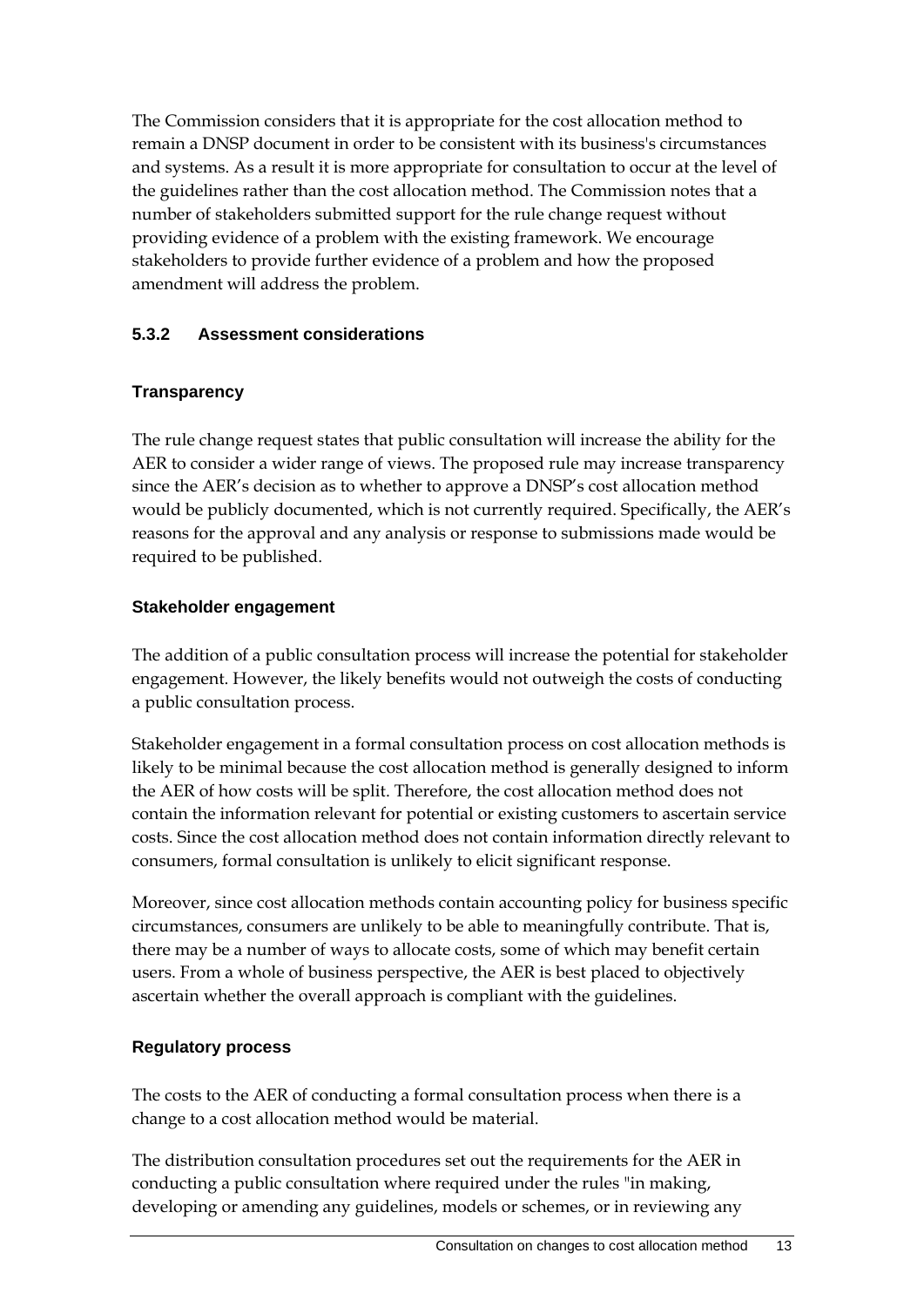The Commission considers that it is appropriate for the cost allocation method to remain a DNSP document in order to be consistent with its business's circumstances and systems. As a result it is more appropriate for consultation to occur at the level of the guidelines rather than the cost allocation method. The Commission notes that a number of stakeholders submitted support for the rule change request without providing evidence of a problem with the existing framework. We encourage stakeholders to provide further evidence of a problem and how the proposed amendment will address the problem.

### 5.3.2 Assessment considerations

#### Transparency

The rule change request states that public consultation will increase the ability for the AER to consider a wider range of views. The proposed rule may increase transparency since the AER's decision as to whether to approve a DNSP's cost allocation method would be publicly documented, which is not currently required. Specifically, the AER's reasons for the approval and any analysis or response to submissions made would be required to be published.

#### Stakeholder engagement

The addition of a public consultation process will increase the potential for stakeholder engagement. However, the likely benefits would not outweigh the costs of conducting a public consultation process.

Stakeholder engagement in a formal consultation process on cost allocation methods is likely to be minimal because the cost allocation method is generally designed to inform the AER of how costs will be split. Therefore, the cost allocation method does not contain the information relevant for potential or existing customers to ascertain service costs. Since the cost allocation method does not contain information directly relevant to consumers, formal consultation is unlikely to elicit significant response.

Moreover, since cost allocation methods contain accounting policy for business specific circumstances, consumers are unlikely to be able to meaningfully contribute. That is, there may be a number of ways to allocate costs, some of which may benefit certain users. From a whole of business perspective, the AER is best placed to objectively ascertain whether the overall approach is compliant with the guidelines.

#### Regulatory process

The costs to the AER of conducting a formal consultation process when there is a change to a cost allocation method would be material.

The distribution consultation procedures set out the requirements for the AER in conducting a public consultation where required under the rules "in making, developing or amending any guidelines, models or schemes, or in reviewing any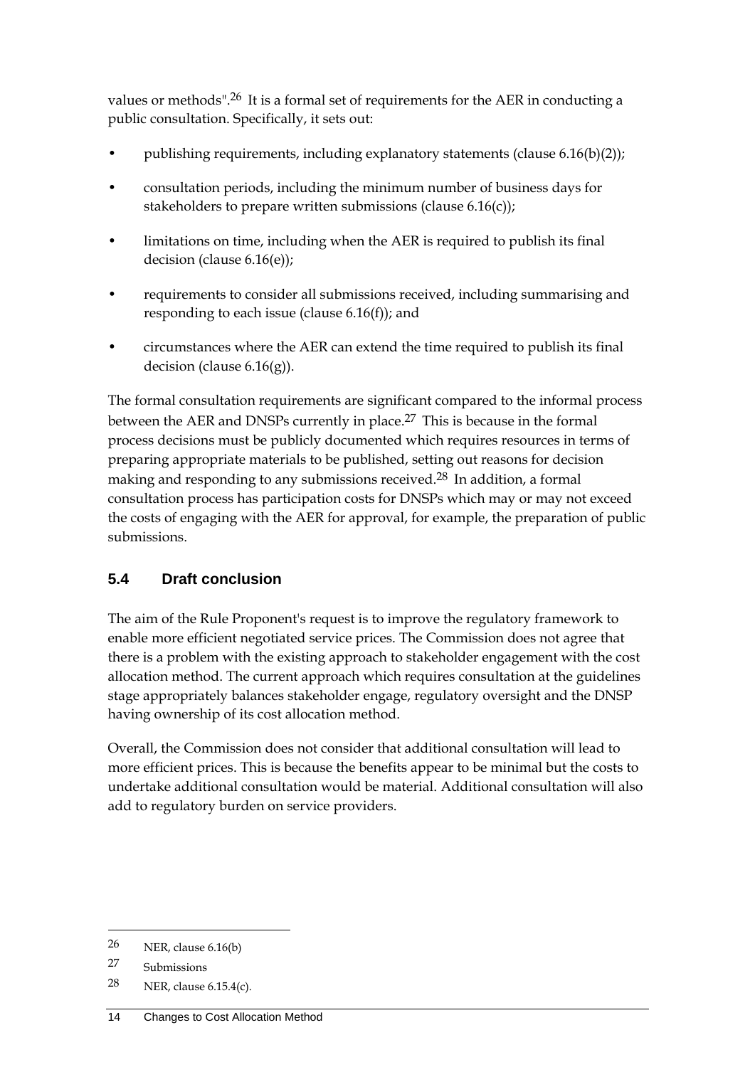values or methods".[26] It is a formal set of requirements for the AER in conducting a public consultation. Specifically, it sets out:

- publishing requirements, including explanatory statements (clause 6.16(b)(2));
- consultation periods, including the minimum number of business days for stakeholders to prepare written submissions (clause 6.16(c));
- limitations on time, including when the AER is required to publish its final decision (clause 6.16(e));
- requirements to consider all submissions received, including summarising and responding to each issue (clause 6.16(f)); and
- circumstances where the AER can extend the time required to publish its final decision (clause 6.16(g)).

The formal consultation requirements are significant compared to the informal process between the AER and DNSPs currently in place.[27] This is because in the formal process decisions must be publicly documented which requires resources in terms of preparing appropriate materials to be published, setting out reasons for decision making and responding to any submissions received.[28] In addition, a formal consultation process has participation costs for DNSPs which may or may not exceed the costs of engaging with the AER for approval, for example, the preparation of public submissions.

## 5.4 Draft conclusion

The aim of the Rule Proponent's request is to improve the regulatory framework to enable more efficient negotiated service prices. The Commission does not agree that there is a problem with the existing approach to stakeholder engagement with the cost allocation method. The current approach which requires consultation at the guidelines stage appropriately balances stakeholder engage, regulatory oversight and the DNSP having ownership of its cost allocation method.

Overall, the Commission does not consider that additional consultation will lead to more efficient prices. This is because the benefits appear to be minimal but the costs to undertake additional consultation would be material. Additional consultation will also add to regulatory burden on service providers.

---

26 NER, clause 6.16(b)

27 Submissions

28 NER, clause 6.15.4(c).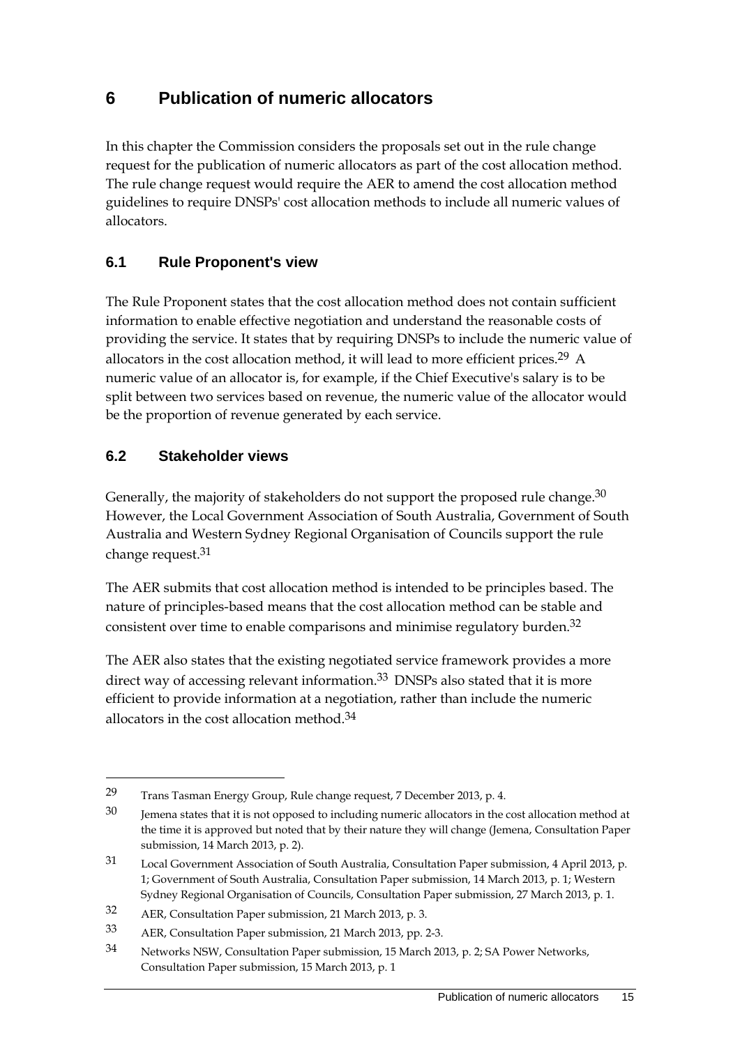# 6 Publication of numeric allocators

In this chapter the Commission considers the proposals set out in the rule change request for the publication of numeric allocators as part of the cost allocation method. The rule change request would require the AER to amend the cost allocation method guidelines to require DNSPs' cost allocation methods to include all numeric values of allocators.

## 6.1 Rule Proponent's view

The Rule Proponent states that the cost allocation method does not contain sufficient information to enable effective negotiation and understand the reasonable costs of providing the service. It states that by requiring DNSPs to include the numeric value of allocators in the cost allocation method, it will lead to more efficient prices.[29] A numeric value of an allocator is, for example, if the Chief Executive's salary is to be split between two services based on revenue, the numeric value of the allocator would be the proportion of revenue generated by each service.

## 6.2 Stakeholder views

Generally, the majority of stakeholders do not support the proposed rule change.[30] However, the Local Government Association of South Australia, Government of South Australia and Western Sydney Regional Organisation of Councils support the rule change request.[31]

The AER submits that cost allocation method is intended to be principles based. The nature of principles-based means that the cost allocation method can be stable and consistent over time to enable comparisons and minimise regulatory burden.[32]

The AER also states that the existing negotiated service framework provides a more direct way of accessing relevant information.[33] DNSPs also stated that it is more efficient to provide information at a negotiation, rather than include the numeric allocators in the cost allocation method.[34]

---

[29] Trans Tasman Energy Group, Rule change request, 7 December 2013, p. 4.

[30] Jemena states that it is not opposed to including numeric allocators in the cost allocation method at the time it is approved but noted that by their nature they will change (Jemena, Consultation Paper submission, 14 March 2013, p. 2).

[31] Local Government Association of South Australia, Consultation Paper submission, 4 April 2013, p. 1; Government of South Australia, Consultation Paper submission, 14 March 2013, p. 1; Western Sydney Regional Organisation of Councils, Consultation Paper submission, 27 March 2013, p. 1.

[32] AER, Consultation Paper submission, 21 March 2013, p. 3.

[33] AER, Consultation Paper submission, 21 March 2013, pp. 2-3.

[34] Networks NSW, Consultation Paper submission, 15 March 2013, p. 2; SA Power Networks, Consultation Paper submission, 15 March 2013, p. 1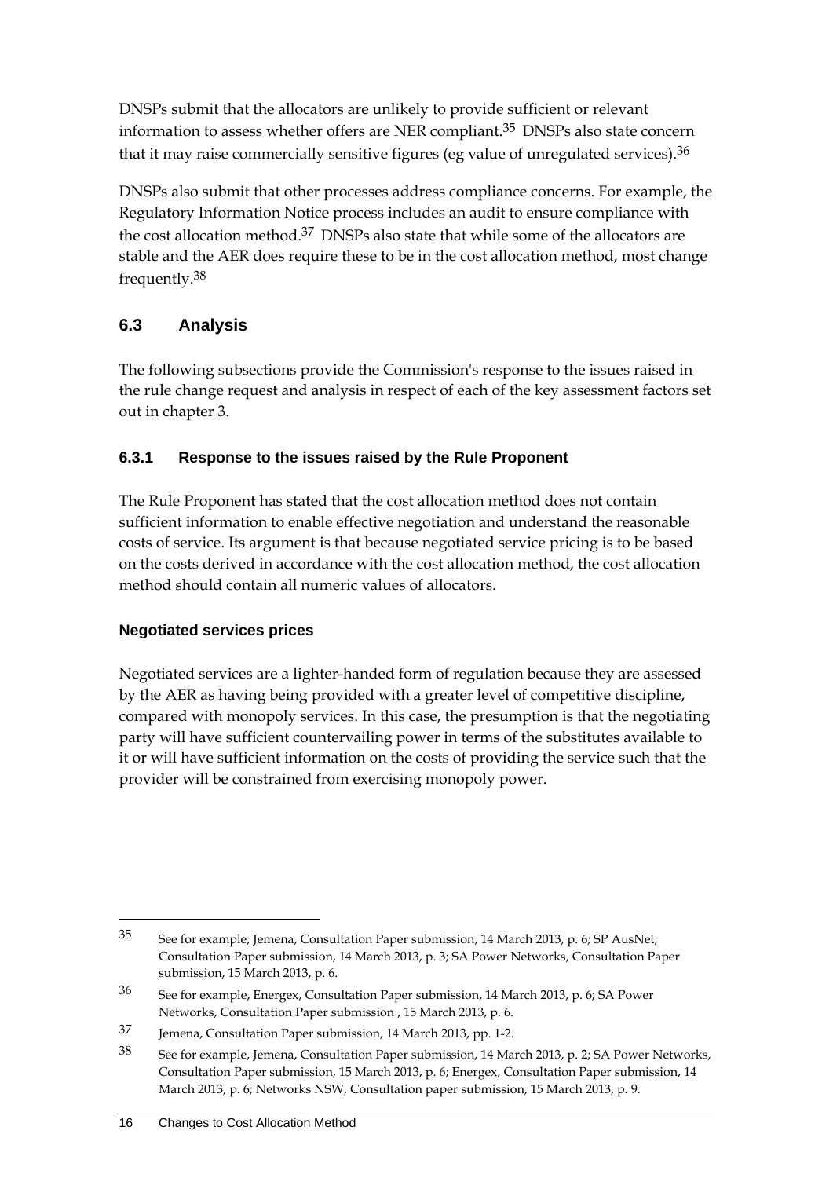DNSPs submit that the allocators are unlikely to provide sufficient or relevant information to assess whether offers are NER compliant.[35] DNSPs also state concern that it may raise commercially sensitive figures (eg value of unregulated services).[36]

DNSPs also submit that other processes address compliance concerns. For example, the Regulatory Information Notice process includes an audit to ensure compliance with the cost allocation method.[37] DNSPs also state that while some of the allocators are stable and the AER does require these to be in the cost allocation method, most change frequently.[38]

## 6.3 Analysis

The following subsections provide the Commission's response to the issues raised in the rule change request and analysis in respect of each of the key assessment factors set out in chapter 3.

### 6.3.1 Response to the issues raised by the Rule Proponent

The Rule Proponent has stated that the cost allocation method does not contain sufficient information to enable effective negotiation and understand the reasonable costs of service. Its argument is that because negotiated service pricing is to be based on the costs derived in accordance with the cost allocation method, the cost allocation method should contain all numeric values of allocators.

#### Negotiated services prices

Negotiated services are a lighter-handed form of regulation because they are assessed by the AER as having being provided with a greater level of competitive discipline, compared with monopoly services. In this case, the presumption is that the negotiating party will have sufficient countervailing power in terms of the substitutes available to it or will have sufficient information on the costs of providing the service such that the provider will be constrained from exercising monopoly power.

---

35 See for example, Jemena, Consultation Paper submission, 14 March 2013, p. 6; SP AusNet, Consultation Paper submission, 14 March 2013, p. 3; SA Power Networks, Consultation Paper submission, 15 March 2013, p. 6.

36 See for example, Energex, Consultation Paper submission, 14 March 2013, p. 6; SA Power Networks, Consultation Paper submission , 15 March 2013, p. 6.

37 Jemena, Consultation Paper submission, 14 March 2013, pp. 1-2.

38 See for example, Jemena, Consultation Paper submission, 14 March 2013, p. 2; SA Power Networks, Consultation Paper submission, 15 March 2013, p. 6; Energex, Consultation Paper submission, 14 March 2013, p. 6; Networks NSW, Consultation paper submission, 15 March 2013, p. 9.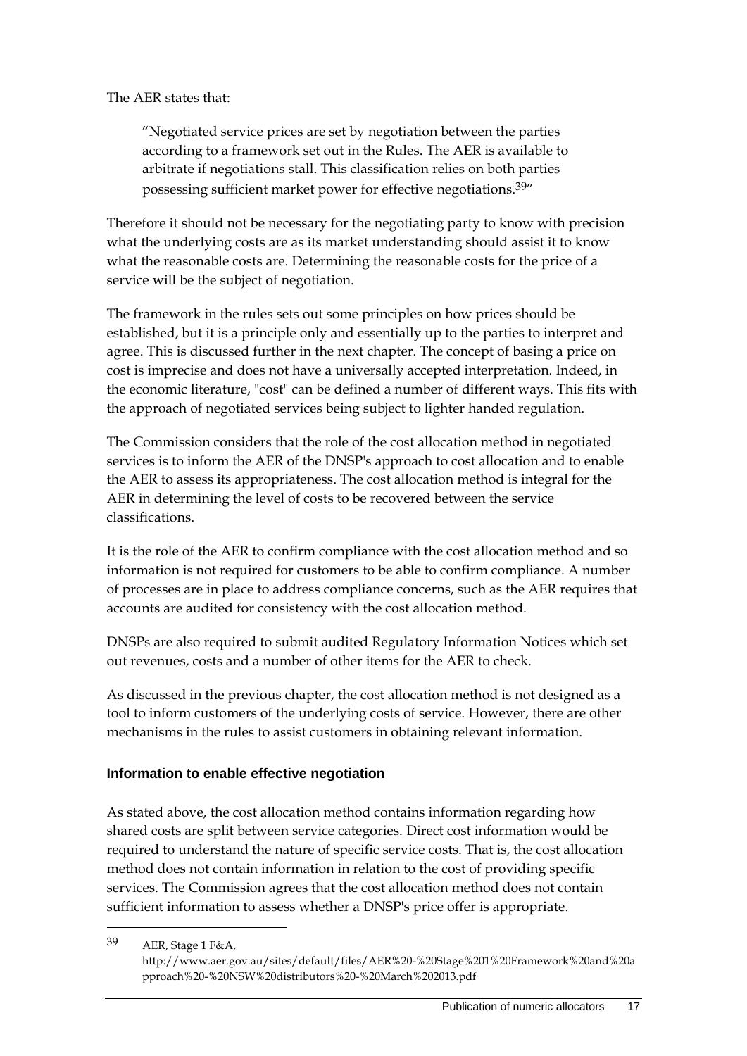The AER states that:

> "Negotiated service prices are set by negotiation between the parties according to a framework set out in the Rules. The AER is available to arbitrate if negotiations stall. This classification relies on both parties possessing sufficient market power for effective negotiations.[39]"

Therefore it should not be necessary for the negotiating party to know with precision what the underlying costs are as its market understanding should assist it to know what the reasonable costs are. Determining the reasonable costs for the price of a service will be the subject of negotiation.

The framework in the rules sets out some principles on how prices should be established, but it is a principle only and essentially up to the parties to interpret and agree. This is discussed further in the next chapter. The concept of basing a price on cost is imprecise and does not have a universally accepted interpretation. Indeed, in the economic literature, "cost" can be defined a number of different ways. This fits with the approach of negotiated services being subject to lighter handed regulation.

The Commission considers that the role of the cost allocation method in negotiated services is to inform the AER of the DNSP's approach to cost allocation and to enable the AER to assess its appropriateness. The cost allocation method is integral for the AER in determining the level of costs to be recovered between the service classifications.

It is the role of the AER to confirm compliance with the cost allocation method and so information is not required for customers to be able to confirm compliance. A number of processes are in place to address compliance concerns, such as the AER requires that accounts are audited for consistency with the cost allocation method.

DNSPs are also required to submit audited Regulatory Information Notices which set out revenues, costs and a number of other items for the AER to check.

As discussed in the previous chapter, the cost allocation method is not designed as a tool to inform customers of the underlying costs of service. However, there are other mechanisms in the rules to assist customers in obtaining relevant information.

### Information to enable effective negotiation

As stated above, the cost allocation method contains information regarding how shared costs are split between service categories. Direct cost information would be required to understand the nature of specific service costs. That is, the cost allocation method does not contain information in relation to the cost of providing specific services. The Commission agrees that the cost allocation method does not contain sufficient information to assess whether a DNSP's price offer is appropriate.

---

[39] AER, Stage 1 F&A, http://www.aer.gov.au/sites/default/files/AER%20-%20Stage%201%20Framework%20and%20approach%20-%20NSW%20distributors%20-%20March%202013.pdf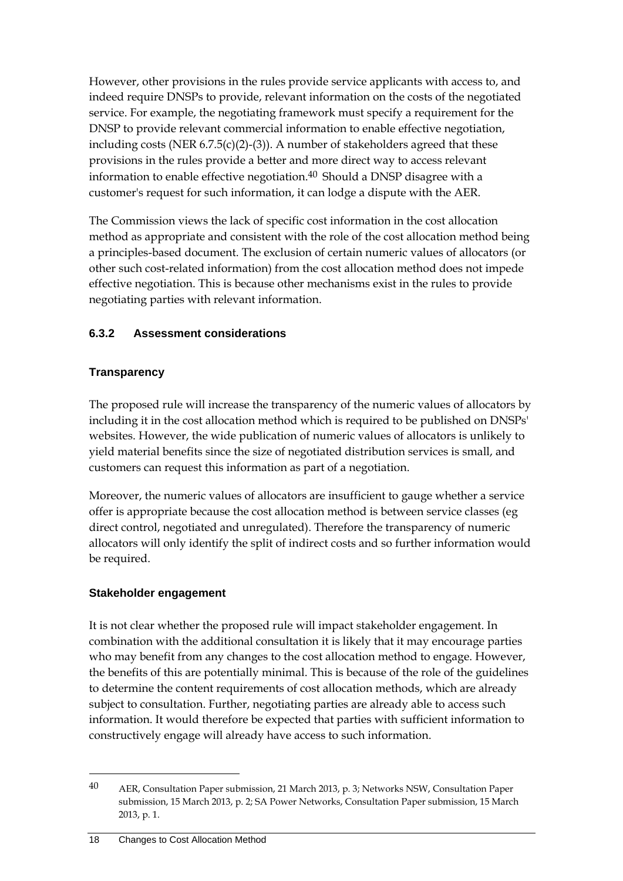However, other provisions in the rules provide service applicants with access to, and indeed require DNSPs to provide, relevant information on the costs of the negotiated service. For example, the negotiating framework must specify a requirement for the DNSP to provide relevant commercial information to enable effective negotiation, including costs (NER 6.7.5(c)(2)-(3)). A number of stakeholders agreed that these provisions in the rules provide a better and more direct way to access relevant information to enable effective negotiation.[40] Should a DNSP disagree with a customer's request for such information, it can lodge a dispute with the AER.

The Commission views the lack of specific cost information in the cost allocation method as appropriate and consistent with the role of the cost allocation method being a principles-based document. The exclusion of certain numeric values of allocators (or other such cost-related information) from the cost allocation method does not impede effective negotiation. This is because other mechanisms exist in the rules to provide negotiating parties with relevant information.

### 6.3.2 Assessment considerations

#### Transparency

The proposed rule will increase the transparency of the numeric values of allocators by including it in the cost allocation method which is required to be published on DNSPs' websites. However, the wide publication of numeric values of allocators is unlikely to yield material benefits since the size of negotiated distribution services is small, and customers can request this information as part of a negotiation.

Moreover, the numeric values of allocators are insufficient to gauge whether a service offer is appropriate because the cost allocation method is between service classes (eg direct control, negotiated and unregulated). Therefore the transparency of numeric allocators will only identify the split of indirect costs and so further information would be required.

#### Stakeholder engagement

It is not clear whether the proposed rule will impact stakeholder engagement. In combination with the additional consultation it is likely that it may encourage parties who may benefit from any changes to the cost allocation method to engage. However, the benefits of this are potentially minimal. This is because of the role of the guidelines to determine the content requirements of cost allocation methods, which are already subject to consultation. Further, negotiating parties are already able to access such information. It would therefore be expected that parties with sufficient information to constructively engage will already have access to such information.

---

[40] AER, Consultation Paper submission, 21 March 2013, p. 3; Networks NSW, Consultation Paper submission, 15 March 2013, p. 2; SA Power Networks, Consultation Paper submission, 15 March 2013, p. 1.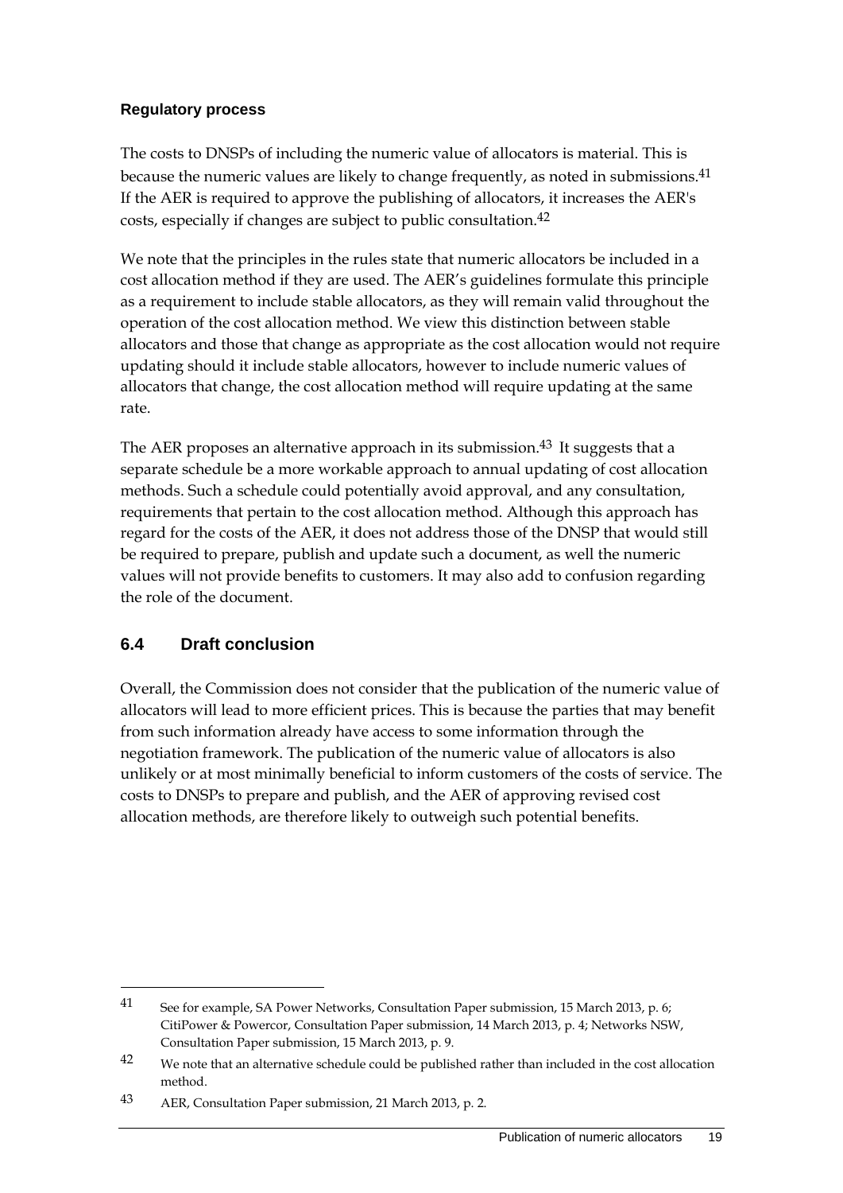**Regulatory process**

The costs to DNSPs of including the numeric value of allocators is material. This is because the numeric values are likely to change frequently, as noted in submissions.[41] If the AER is required to approve the publishing of allocators, it increases the AER's costs, especially if changes are subject to public consultation.[42]

We note that the principles in the rules state that numeric allocators be included in a cost allocation method if they are used. The AER's guidelines formulate this principle as a requirement to include stable allocators, as they will remain valid throughout the operation of the cost allocation method. We view this distinction between stable allocators and those that change as appropriate as the cost allocation would not require updating should it include stable allocators, however to include numeric values of allocators that change, the cost allocation method will require updating at the same rate.

The AER proposes an alternative approach in its submission.[43] It suggests that a separate schedule be a more workable approach to annual updating of cost allocation methods. Such a schedule could potentially avoid approval, and any consultation, requirements that pertain to the cost allocation method. Although this approach has regard for the costs of the AER, it does not address those of the DNSP that would still be required to prepare, publish and update such a document, as well the numeric values will not provide benefits to customers. It may also add to confusion regarding the role of the document.

## 6.4 Draft conclusion

Overall, the Commission does not consider that the publication of the numeric value of allocators will lead to more efficient prices. This is because the parties that may benefit from such information already have access to some information through the negotiation framework. The publication of the numeric value of allocators is also unlikely or at most minimally beneficial to inform customers of the costs of service. The costs to DNSPs to prepare and publish, and the AER of approving revised cost allocation methods, are therefore likely to outweigh such potential benefits.

---

41 See for example, SA Power Networks, Consultation Paper submission, 15 March 2013, p. 6; CitiPower & Powercor, Consultation Paper submission, 14 March 2013, p. 4; Networks NSW, Consultation Paper submission, 15 March 2013, p. 9.

42 We note that an alternative schedule could be published rather than included in the cost allocation method.

43 AER, Consultation Paper submission, 21 March 2013, p. 2.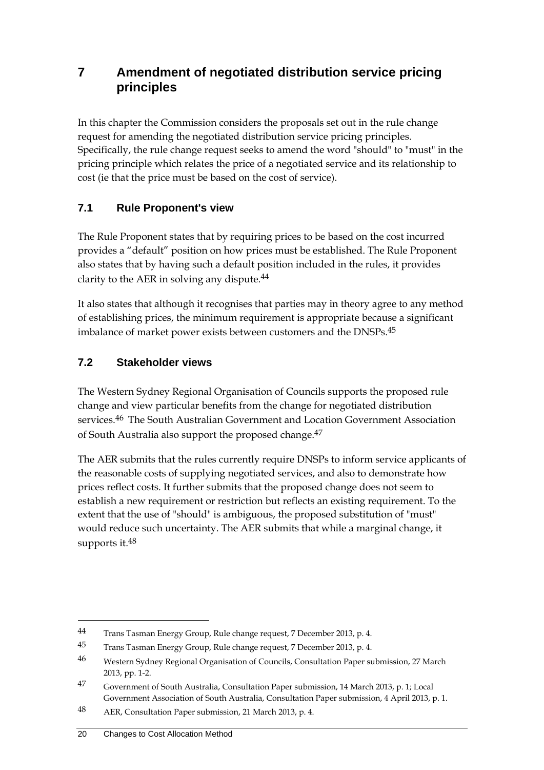# 7 Amendment of negotiated distribution service pricing principles

In this chapter the Commission considers the proposals set out in the rule change request for amending the negotiated distribution service pricing principles. Specifically, the rule change request seeks to amend the word "should" to "must" in the pricing principle which relates the price of a negotiated service and its relationship to cost (ie that the price must be based on the cost of service).

## 7.1 Rule Proponent's view

The Rule Proponent states that by requiring prices to be based on the cost incurred provides a "default" position on how prices must be established. The Rule Proponent also states that by having such a default position included in the rules, it provides clarity to the AER in solving any dispute.[44]

It also states that although it recognises that parties may in theory agree to any method of establishing prices, the minimum requirement is appropriate because a significant imbalance of market power exists between customers and the DNSPs.[45]

## 7.2 Stakeholder views

The Western Sydney Regional Organisation of Councils supports the proposed rule change and view particular benefits from the change for negotiated distribution services.[46] The South Australian Government and Location Government Association of South Australia also support the proposed change.[47]

The AER submits that the rules currently require DNSPs to inform service applicants of the reasonable costs of supplying negotiated services, and also to demonstrate how prices reflect costs. It further submits that the proposed change does not seem to establish a new requirement or restriction but reflects an existing requirement. To the extent that the use of "should" is ambiguous, the proposed substitution of "must" would reduce such uncertainty. The AER submits that while a marginal change, it supports it.[48]

---

44 Trans Tasman Energy Group, Rule change request, 7 December 2013, p. 4.

45 Trans Tasman Energy Group, Rule change request, 7 December 2013, p. 4.

46 Western Sydney Regional Organisation of Councils, Consultation Paper submission, 27 March 2013, pp. 1-2.

47 Government of South Australia, Consultation Paper submission, 14 March 2013, p. 1; Local Government Association of South Australia, Consultation Paper submission, 4 April 2013, p. 1.

48 AER, Consultation Paper submission, 21 March 2013, p. 4.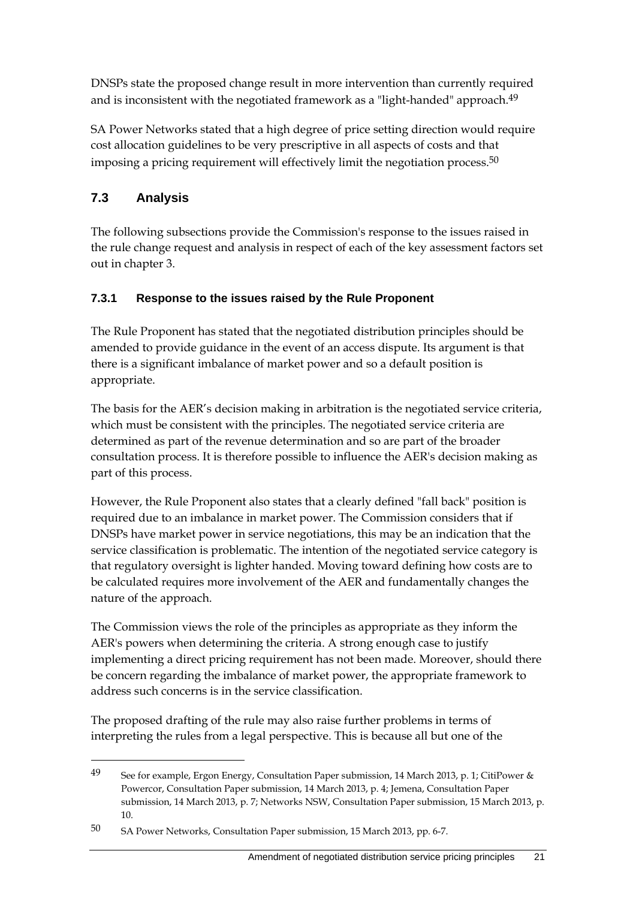DNSPs state the proposed change result in more intervention than currently required and is inconsistent with the negotiated framework as a "light-handed" approach.[49]

SA Power Networks stated that a high degree of price setting direction would require cost allocation guidelines to be very prescriptive in all aspects of costs and that imposing a pricing requirement will effectively limit the negotiation process.[50]

## 7.3 Analysis

The following subsections provide the Commission's response to the issues raised in the rule change request and analysis in respect of each of the key assessment factors set out in chapter 3.

### 7.3.1 Response to the issues raised by the Rule Proponent

The Rule Proponent has stated that the negotiated distribution principles should be amended to provide guidance in the event of an access dispute. Its argument is that there is a significant imbalance of market power and so a default position is appropriate.

The basis for the AER's decision making in arbitration is the negotiated service criteria, which must be consistent with the principles. The negotiated service criteria are determined as part of the revenue determination and so are part of the broader consultation process. It is therefore possible to influence the AER's decision making as part of this process.

However, the Rule Proponent also states that a clearly defined "fall back" position is required due to an imbalance in market power. The Commission considers that if DNSPs have market power in service negotiations, this may be an indication that the service classification is problematic. The intention of the negotiated service category is that regulatory oversight is lighter handed. Moving toward defining how costs are to be calculated requires more involvement of the AER and fundamentally changes the nature of the approach.

The Commission views the role of the principles as appropriate as they inform the AER's powers when determining the criteria. A strong enough case to justify implementing a direct pricing requirement has not been made. Moreover, should there be concern regarding the imbalance of market power, the appropriate framework to address such concerns is in the service classification.

The proposed drafting of the rule may also raise further problems in terms of interpreting the rules from a legal perspective. This is because all but one of the

---

49 See for example, Ergon Energy, Consultation Paper submission, 14 March 2013, p. 1; CitiPower & Powercor, Consultation Paper submission, 14 March 2013, p. 4; Jemena, Consultation Paper submission, 14 March 2013, p. 7; Networks NSW, Consultation Paper submission, 15 March 2013, p. 10.

50 SA Power Networks, Consultation Paper submission, 15 March 2013, pp. 6-7.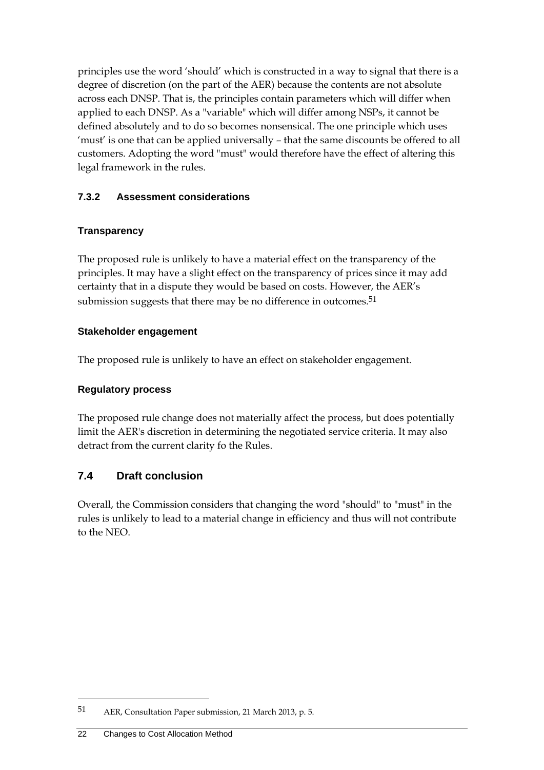principles use the word 'should' which is constructed in a way to signal that there is a degree of discretion (on the part of the AER) because the contents are not absolute across each DNSP. That is, the principles contain parameters which will differ when applied to each DNSP. As a "variable" which will differ among NSPs, it cannot be defined absolutely and to do so becomes nonsensical. The one principle which uses 'must' is one that can be applied universally – that the same discounts be offered to all customers. Adopting the word "must" would therefore have the effect of altering this legal framework in the rules.

### 7.3.2 Assessment considerations

#### Transparency

The proposed rule is unlikely to have a material effect on the transparency of the principles. It may have a slight effect on the transparency of prices since it may add certainty that in a dispute they would be based on costs. However, the AER's submission suggests that there may be no difference in outcomes.[51]

#### Stakeholder engagement

The proposed rule is unlikely to have an effect on stakeholder engagement.

#### Regulatory process

The proposed rule change does not materially affect the process, but does potentially limit the AER's discretion in determining the negotiated service criteria. It may also detract from the current clarity fo the Rules.

## 7.4 Draft conclusion

Overall, the Commission considers that changing the word "should" to "must" in the rules is unlikely to lead to a material change in efficiency and thus will not contribute to the NEO.

---

51 AER, Consultation Paper submission, 21 March 2013, p. 5.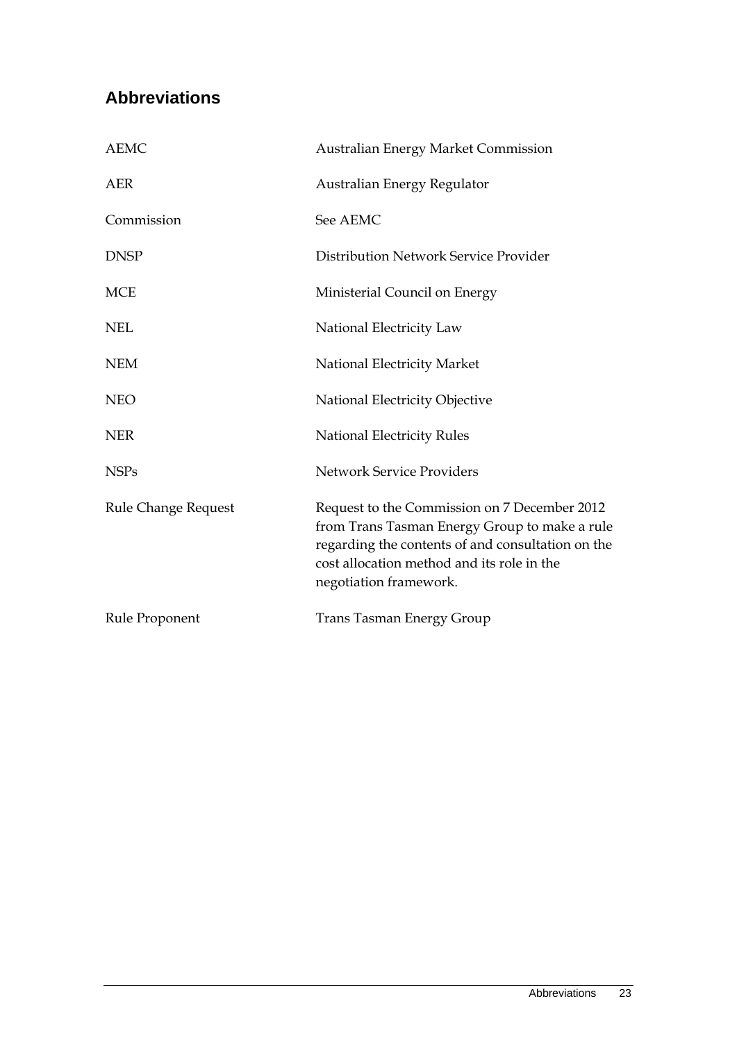## Abbreviations

| | |
|---|---|
| AEMC | Australian Energy Market Commission |
| AER | Australian Energy Regulator |
| Commission | See AEMC |
| DNSP | Distribution Network Service Provider |
| MCE | Ministerial Council on Energy |
| NEL | National Electricity Law |
| NEM | National Electricity Market |
| NEO | National Electricity Objective |
| NER | National Electricity Rules |
| NSPs | Network Service Providers |
| Rule Change Request | Request to the Commission on 7 December 2012 from Trans Tasman Energy Group to make a rule regarding the contents of and consultation on the cost allocation method and its role in the negotiation framework. |
| Rule Proponent | Trans Tasman Energy Group |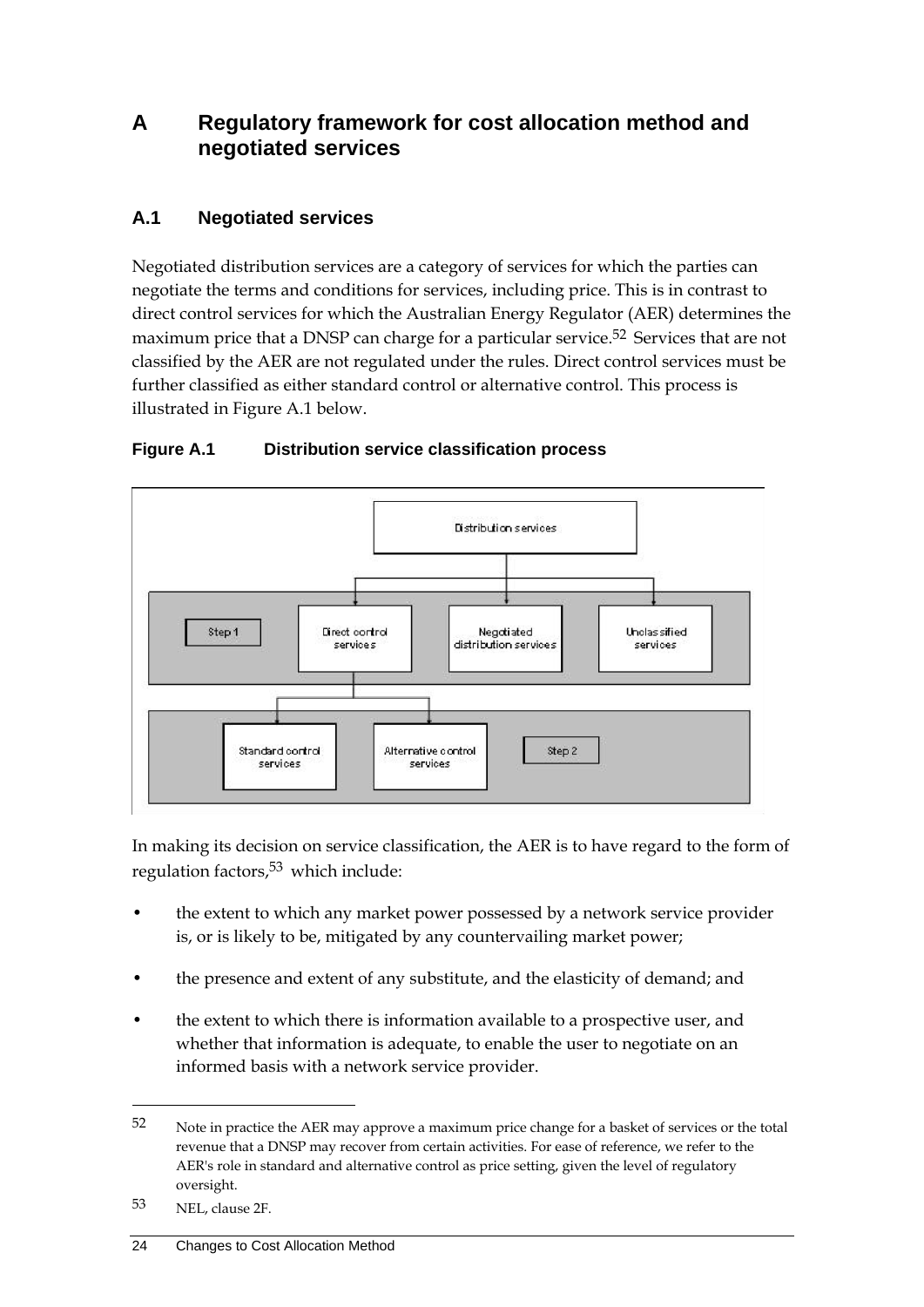# A Regulatory framework for cost allocation method and negotiated services

## A.1 Negotiated services

Negotiated distribution services are a category of services for which the parties can negotiate the terms and conditions for services, including price. This is in contrast to direct control services for which the Australian Energy Regulator (AER) determines the maximum price that a DNSP can charge for a particular service.[52] Services that are not classified by the AER are not regulated under the rules. Direct control services must be further classified as either standard control or alternative control. This process is illustrated in Figure A.1 below.

**Figure A.1 Distribution service classification process**

Distribution services

Step 1: Direct control services | Negotiated distribution services | Unclassified services

Step 2: Standard control services | Alternative control services

In making its decision on service classification, the AER is to have regard to the form of regulation factors,[53] which include:

- the extent to which any market power possessed by a network service provider is, or is likely to be, mitigated by any countervailing market power;
- the presence and extent of any substitute, and the elasticity of demand; and
- the extent to which there is information available to a prospective user, and whether that information is adequate, to enable the user to negotiate on an informed basis with a network service provider.

---

52 Note in practice the AER may approve a maximum price change for a basket of services or the total revenue that a DNSP may recover from certain activities. For ease of reference, we refer to the AER's role in standard and alternative control as price setting, given the level of regulatory oversight.

53 NEL, clause 2F.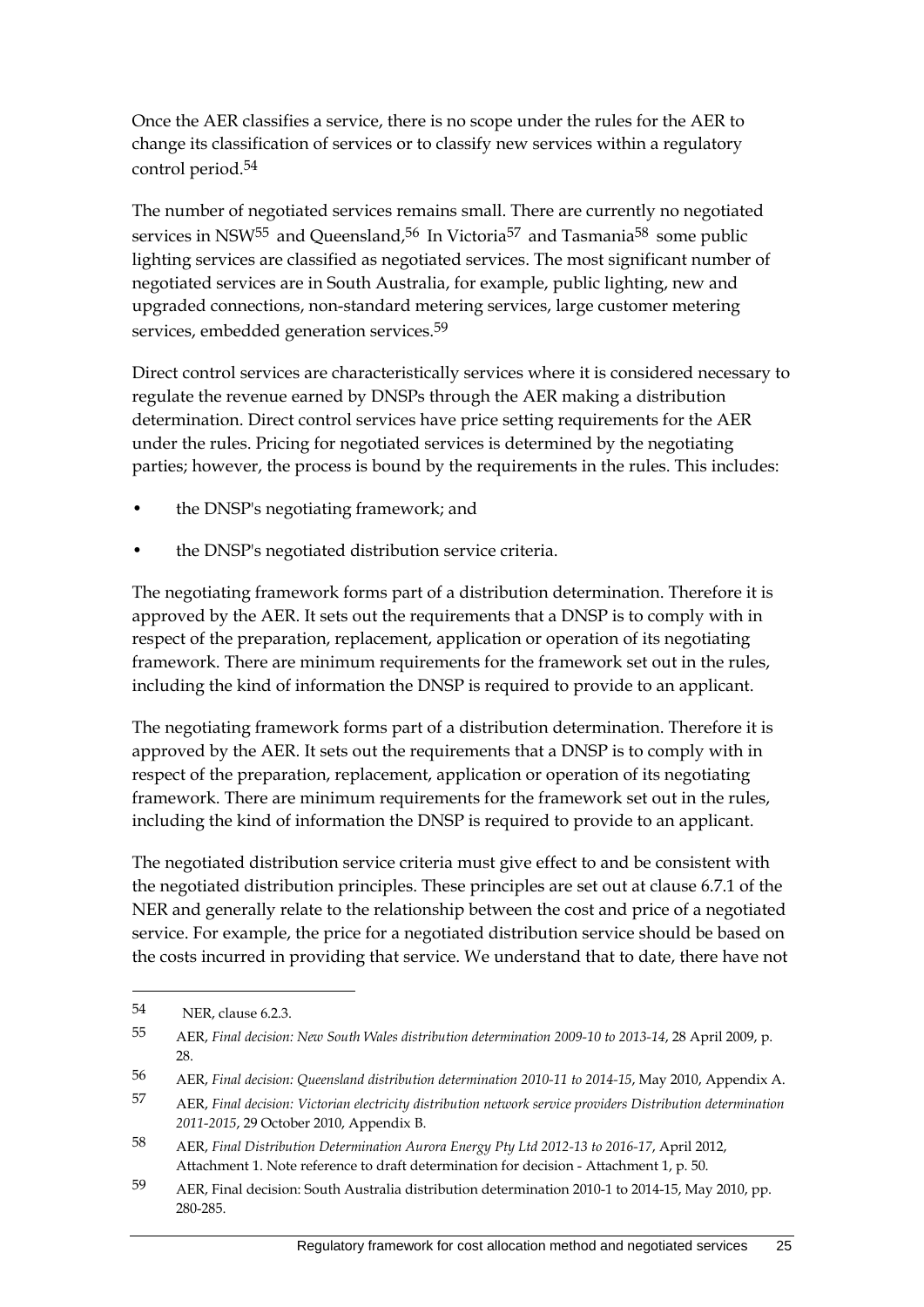Once the AER classifies a service, there is no scope under the rules for the AER to change its classification of services or to classify new services within a regulatory control period.[54]

The number of negotiated services remains small. There are currently no negotiated services in NSW[55] and Queensland,[56] In Victoria[57] and Tasmania[58] some public lighting services are classified as negotiated services. The most significant number of negotiated services are in South Australia, for example, public lighting, new and upgraded connections, non-standard metering services, large customer metering services, embedded generation services.[59]

Direct control services are characteristically services where it is considered necessary to regulate the revenue earned by DNSPs through the AER making a distribution determination. Direct control services have price setting requirements for the AER under the rules. Pricing for negotiated services is determined by the negotiating parties; however, the process is bound by the requirements in the rules. This includes:

- the DNSP's negotiating framework; and
- the DNSP's negotiated distribution service criteria.

The negotiating framework forms part of a distribution determination. Therefore it is approved by the AER. It sets out the requirements that a DNSP is to comply with in respect of the preparation, replacement, application or operation of its negotiating framework. There are minimum requirements for the framework set out in the rules, including the kind of information the DNSP is required to provide to an applicant.

The negotiating framework forms part of a distribution determination. Therefore it is approved by the AER. It sets out the requirements that a DNSP is to comply with in respect of the preparation, replacement, application or operation of its negotiating framework. There are minimum requirements for the framework set out in the rules, including the kind of information the DNSP is required to provide to an applicant.

The negotiated distribution service criteria must give effect to and be consistent with the negotiated distribution principles. These principles are set out at clause 6.7.1 of the NER and generally relate to the relationship between the cost and price of a negotiated service. For example, the price for a negotiated distribution service should be based on the costs incurred in providing that service. We understand that to date, there have not

---

54 NER, clause 6.2.3.

55 AER, *Final decision: New South Wales distribution determination 2009-10 to 2013-14*, 28 April 2009, p. 28.

56 AER, *Final decision: Queensland distribution determination 2010-11 to 2014-15*, May 2010, Appendix A.

57 AER, *Final decision: Victorian electricity distribution network service providers Distribution determination 2011-2015*, 29 October 2010, Appendix B.

58 AER, *Final Distribution Determination Aurora Energy Pty Ltd 2012-13 to 2016-17*, April 2012, Attachment 1. Note reference to draft determination for decision - Attachment 1, p. 50.

59 AER, Final decision: South Australia distribution determination 2010-1 to 2014-15, May 2010, pp. 280-285.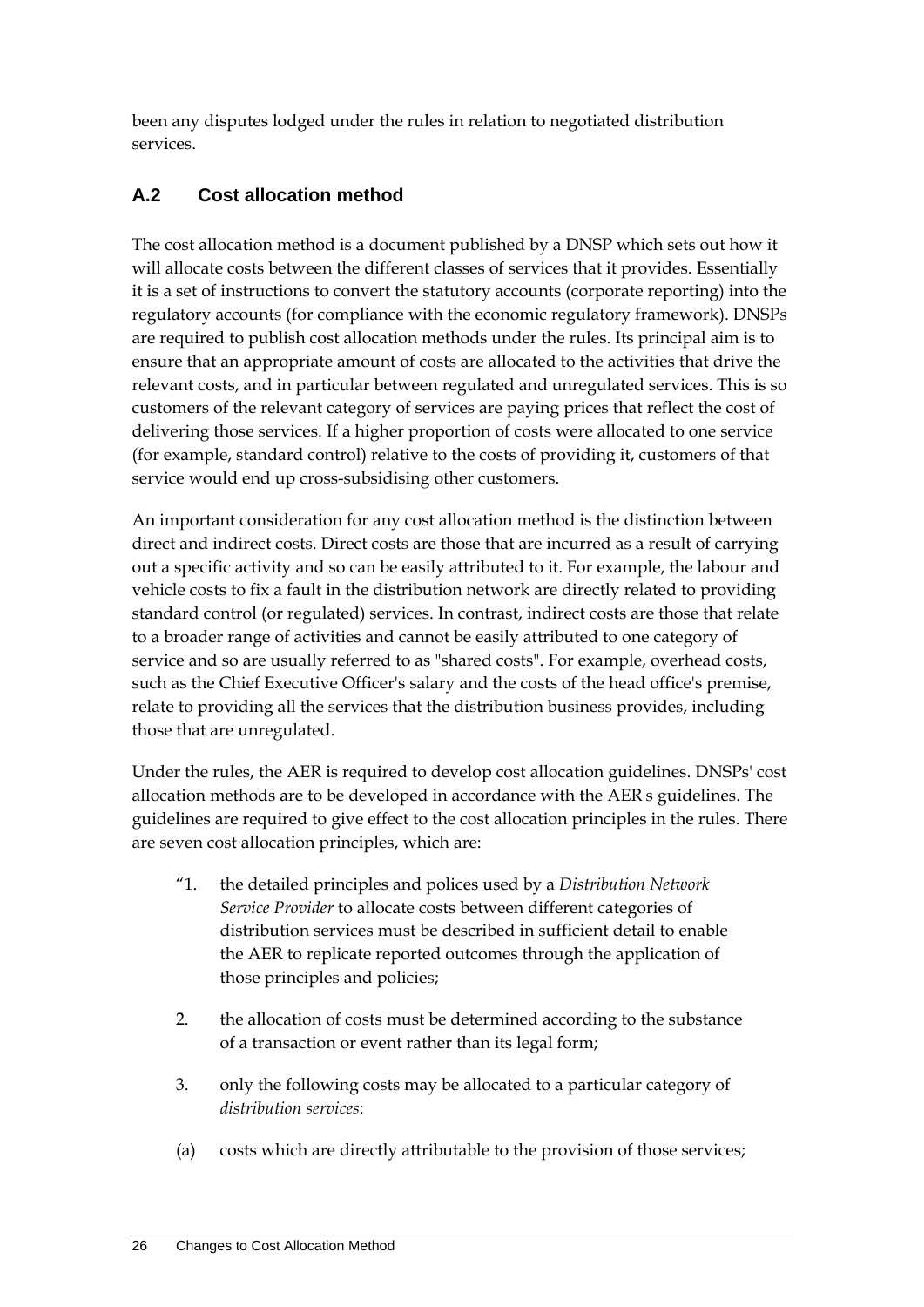been any disputes lodged under the rules in relation to negotiated distribution services.

## A.2 Cost allocation method

The cost allocation method is a document published by a DNSP which sets out how it will allocate costs between the different classes of services that it provides. Essentially it is a set of instructions to convert the statutory accounts (corporate reporting) into the regulatory accounts (for compliance with the economic regulatory framework). DNSPs are required to publish cost allocation methods under the rules. Its principal aim is to ensure that an appropriate amount of costs are allocated to the activities that drive the relevant costs, and in particular between regulated and unregulated services. This is so customers of the relevant category of services are paying prices that reflect the cost of delivering those services. If a higher proportion of costs were allocated to one service (for example, standard control) relative to the costs of providing it, customers of that service would end up cross-subsidising other customers.

An important consideration for any cost allocation method is the distinction between direct and indirect costs. Direct costs are those that are incurred as a result of carrying out a specific activity and so can be easily attributed to it. For example, the labour and vehicle costs to fix a fault in the distribution network are directly related to providing standard control (or regulated) services. In contrast, indirect costs are those that relate to a broader range of activities and cannot be easily attributed to one category of service and so are usually referred to as "shared costs". For example, overhead costs, such as the Chief Executive Officer's salary and the costs of the head office's premise, relate to providing all the services that the distribution business provides, including those that are unregulated.

Under the rules, the AER is required to develop cost allocation guidelines. DNSPs' cost allocation methods are to be developed in accordance with the AER's guidelines. The guidelines are required to give effect to the cost allocation principles in the rules. There are seven cost allocation principles, which are:

> "1. the detailed principles and polices used by a *Distribution Network Service Provider* to allocate costs between different categories of distribution services must be described in sufficient detail to enable the AER to replicate reported outcomes through the application of those principles and policies;
>
> 2. the allocation of costs must be determined according to the substance of a transaction or event rather than its legal form;
>
> 3. only the following costs may be allocated to a particular category of *distribution services*:
>
> (a) costs which are directly attributable to the provision of those services;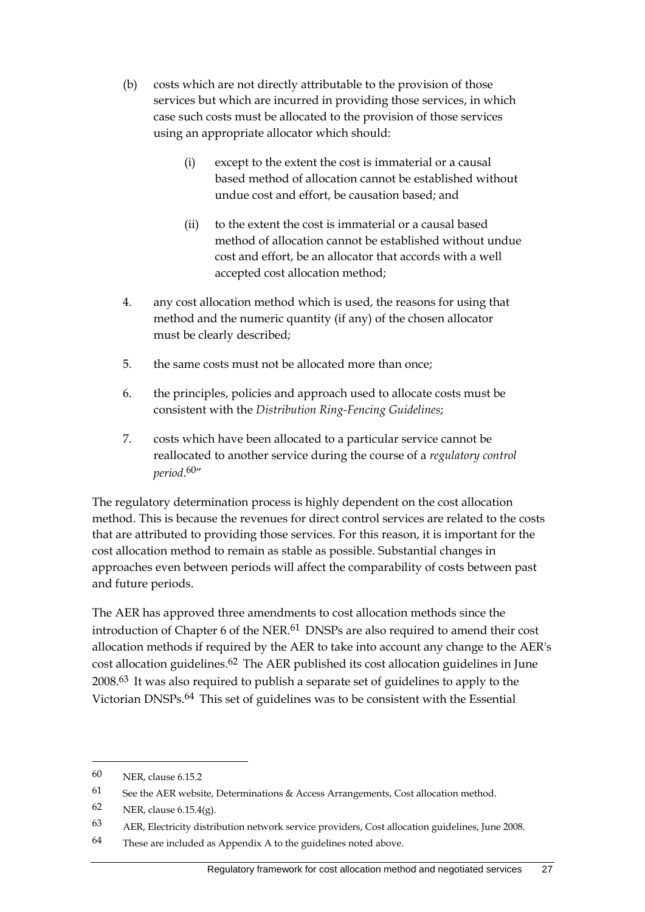(b) costs which are not directly attributable to the provision of those services but which are incurred in providing those services, in which case such costs must be allocated to the provision of those services using an appropriate allocator which should:

    (i) except to the extent the cost is immaterial or a causal based method of allocation cannot be established without undue cost and effort, be causation based; and

    (ii) to the extent the cost is immaterial or a causal based method of allocation cannot be established without undue cost and effort, be an allocator that accords with a well accepted cost allocation method;

4. any cost allocation method which is used, the reasons for using that method and the numeric quantity (if any) of the chosen allocator must be clearly described;

5. the same costs must not be allocated more than once;

6. the principles, policies and approach used to allocate costs must be consistent with the *Distribution Ring-Fencing Guidelines*;

7. costs which have been allocated to a particular service cannot be reallocated to another service during the course of a *regulatory control period*.[60]"

The regulatory determination process is highly dependent on the cost allocation method. This is because the revenues for direct control services are related to the costs that are attributed to providing those services. For this reason, it is important for the cost allocation method to remain as stable as possible. Substantial changes in approaches even between periods will affect the comparability of costs between past and future periods.

The AER has approved three amendments to cost allocation methods since the introduction of Chapter 6 of the NER.[61] DNSPs are also required to amend their cost allocation methods if required by the AER to take into account any change to the AER's cost allocation guidelines.[62] The AER published its cost allocation guidelines in June 2008.[63] It was also required to publish a separate set of guidelines to apply to the Victorian DNSPs.[64] This set of guidelines was to be consistent with the Essential

---

60 NER, clause 6.15.2

61 See the AER website, Determinations & Access Arrangements, Cost allocation method.

62 NER, clause 6.15.4(g).

63 AER, Electricity distribution network service providers, Cost allocation guidelines, June 2008.

64 These are included as Appendix A to the guidelines noted above.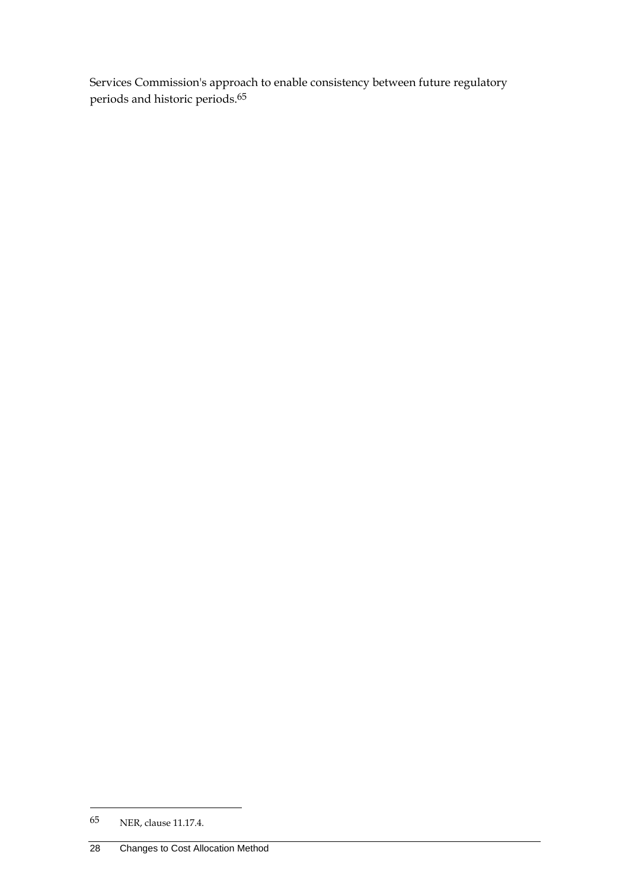Services Commission's approach to enable consistency between future regulatory periods and historic periods.[65]

[65] NER, clause 11.17.4.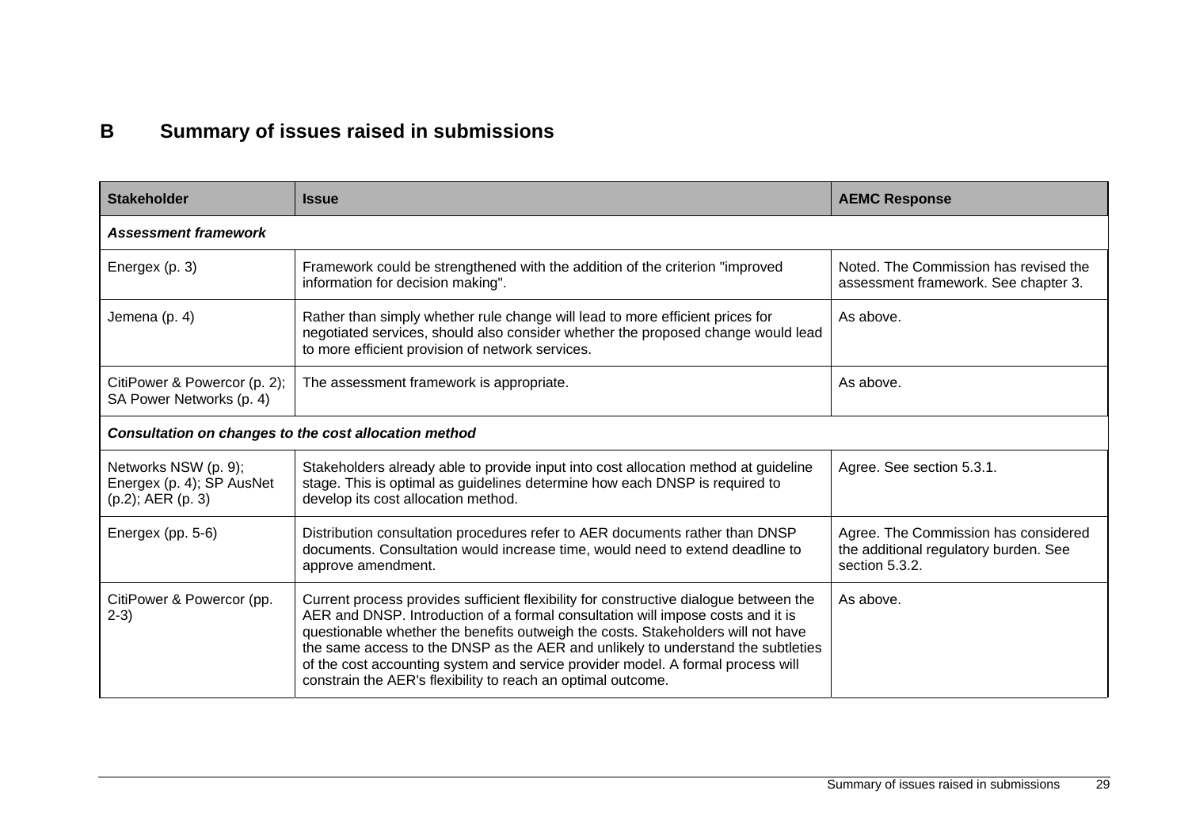# B Summary of issues raised in submissions

| Stakeholder | Issue | AEMC Response |
|---|---|---|
| ***Assessment framework*** | | |
| Energex (p. 3) | Framework could be strengthened with the addition of the criterion "improved information for decision making". | Noted. The Commission has revised the assessment framework. See chapter 3. |
| Jemena (p. 4) | Rather than simply whether rule change will lead to more efficient prices for negotiated services, should also consider whether the proposed change would lead to more efficient provision of network services. | As above. |
| CitiPower & Powercor (p. 2); SA Power Networks (p. 4) | The assessment framework is appropriate. | As above. |
| ***Consultation on changes to the cost allocation method*** | | |
| Networks NSW (p. 9); Energex (p. 4); SP AusNet (p.2); AER (p. 3) | Stakeholders already able to provide input into cost allocation method at guideline stage. This is optimal as guidelines determine how each DNSP is required to develop its cost allocation method. | Agree. See section 5.3.1. |
| Energex (pp. 5-6) | Distribution consultation procedures refer to AER documents rather than DNSP documents. Consultation would increase time, would need to extend deadline to approve amendment. | Agree. The Commission has considered the additional regulatory burden. See section 5.3.2. |
| CitiPower & Powercor (pp. 2-3) | Current process provides sufficient flexibility for constructive dialogue between the AER and DNSP. Introduction of a formal consultation will impose costs and it is questionable whether the benefits outweigh the costs. Stakeholders will not have the same access to the DNSP as the AER and unlikely to understand the subtleties of the cost accounting system and service provider model. A formal process will constrain the AER's flexibility to reach an optimal outcome. | As above. |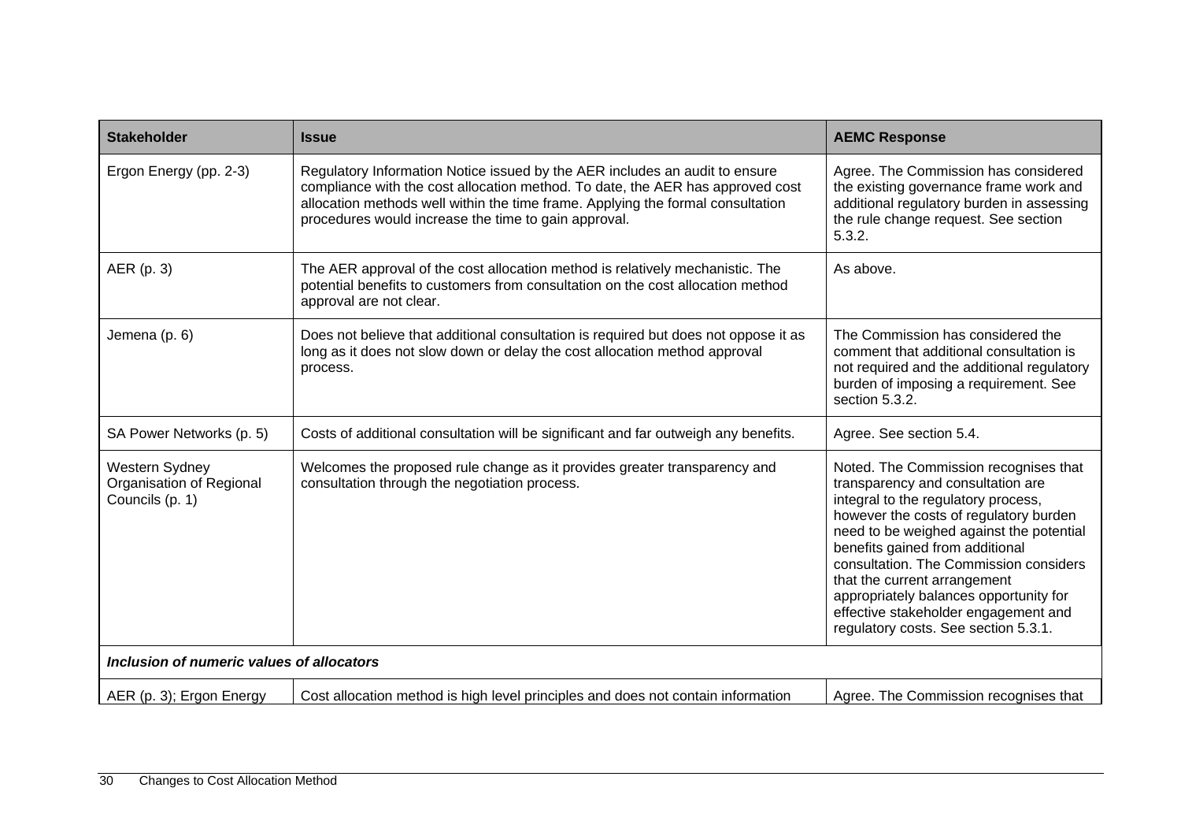| Stakeholder | Issue | AEMC Response |
| --- | --- | --- |
| Ergon Energy (pp. 2-3) | Regulatory Information Notice issued by the AER includes an audit to ensure compliance with the cost allocation method. To date, the AER has approved cost allocation methods well within the time frame. Applying the formal consultation procedures would increase the time to gain approval. | Agree. The Commission has considered the existing governance frame work and additional regulatory burden in assessing the rule change request. See section 5.3.2. |
| AER (p. 3) | The AER approval of the cost allocation method is relatively mechanistic. The potential benefits to customers from consultation on the cost allocation method approval are not clear. | As above. |
| Jemena (p. 6) | Does not believe that additional consultation is required but does not oppose it as long as it does not slow down or delay the cost allocation method approval process. | The Commission has considered the comment that additional consultation is not required and the additional regulatory burden of imposing a requirement. See section 5.3.2. |
| SA Power Networks (p. 5) | Costs of additional consultation will be significant and far outweigh any benefits. | Agree. See section 5.4. |
| Western Sydney Organisation of Regional Councils (p. 1) | Welcomes the proposed rule change as it provides greater transparency and consultation through the negotiation process. | Noted. The Commission recognises that transparency and consultation are integral to the regulatory process, however the costs of regulatory burden need to be weighed against the potential benefits gained from additional consultation. The Commission considers that the current arrangement appropriately balances opportunity for effective stakeholder engagement and regulatory costs. See section 5.3.1. |
| ***Inclusion of numeric values of allocators*** | | |
| AER (p. 3); Ergon Energy | Cost allocation method is high level principles and does not contain information | Agree. The Commission recognises that |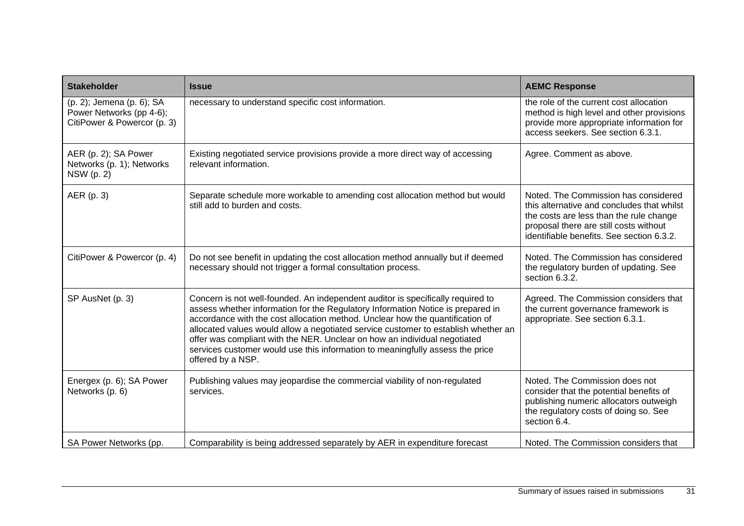| Stakeholder | Issue | AEMC Response |
|---|---|---|
| (p. 2); Jemena (p. 6); SA Power Networks (pp 4-6); CitiPower & Powercor (p. 3) | necessary to understand specific cost information. | the role of the current cost allocation method is high level and other provisions provide more appropriate information for access seekers. See section 6.3.1. |
| AER (p. 2); SA Power Networks (p. 1); Networks NSW (p. 2) | Existing negotiated service provisions provide a more direct way of accessing relevant information. | Agree. Comment as above. |
| AER (p. 3) | Separate schedule more workable to amending cost allocation method but would still add to burden and costs. | Noted. The Commission has considered this alternative and concludes that whilst the costs are less than the rule change proposal there are still costs without identifiable benefits. See section 6.3.2. |
| CitiPower & Powercor (p. 4) | Do not see benefit in updating the cost allocation method annually but if deemed necessary should not trigger a formal consultation process. | Noted. The Commission has considered the regulatory burden of updating. See section 6.3.2. |
| SP AusNet (p. 3) | Concern is not well-founded. An independent auditor is specifically required to assess whether information for the Regulatory Information Notice is prepared in accordance with the cost allocation method. Unclear how the quantification of allocated values would allow a negotiated service customer to establish whether an offer was compliant with the NER. Unclear on how an individual negotiated services customer would use this information to meaningfully assess the price offered by a NSP. | Agreed. The Commission considers that the current governance framework is appropriate. See section 6.3.1. |
| Energex (p. 6); SA Power Networks (p. 6) | Publishing values may jeopardise the commercial viability of non-regulated services. | Noted. The Commission does not consider that the potential benefits of publishing numeric allocators outweigh the regulatory costs of doing so. See section 6.4. |
| SA Power Networks (pp. | Comparability is being addressed separately by AER in expenditure forecast | Noted. The Commission considers that |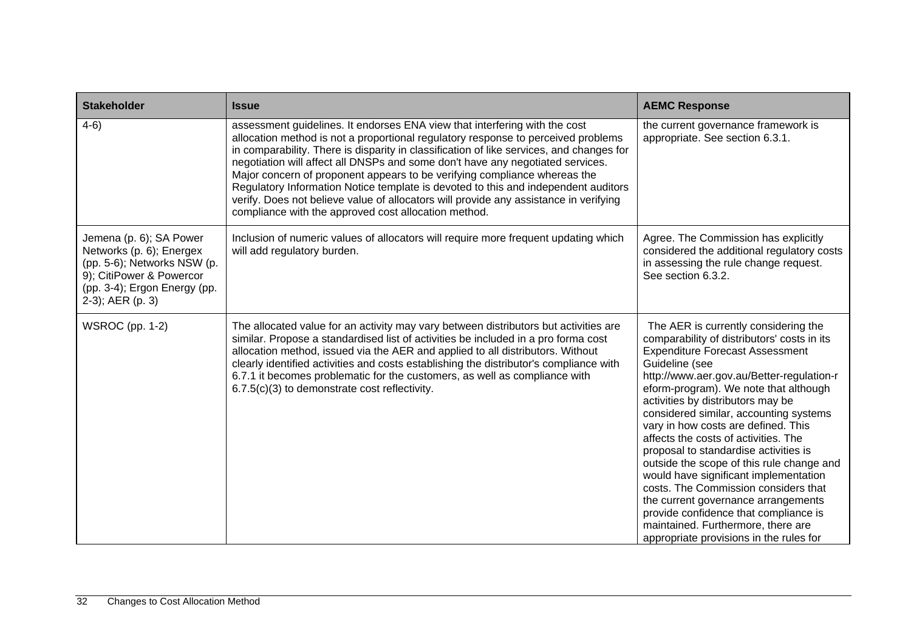| Stakeholder | Issue | AEMC Response |
| --- | --- | --- |
| 4-6) | assessment guidelines. It endorses ENA view that interfering with the cost allocation method is not a proportional regulatory response to perceived problems in comparability. There is disparity in classification of like services, and changes for negotiation will affect all DNSPs and some don't have any negotiated services. Major concern of proponent appears to be verifying compliance whereas the Regulatory Information Notice template is devoted to this and independent auditors verify. Does not believe value of allocators will provide any assistance in verifying compliance with the approved cost allocation method. | the current governance framework is appropriate. See section 6.3.1. |
| Jemena (p. 6); SA Power Networks (p. 6); Energex (pp. 5-6); Networks NSW (p. 9); CitiPower & Powercor (pp. 3-4); Ergon Energy (pp. 2-3); AER (p. 3) | Inclusion of numeric values of allocators will require more frequent updating which will add regulatory burden. | Agree. The Commission has explicitly considered the additional regulatory costs in assessing the rule change request. See section 6.3.2. |
| WSROC (pp. 1-2) | The allocated value for an activity may vary between distributors but activities are similar. Propose a standardised list of activities be included in a pro forma cost allocation method, issued via the AER and applied to all distributors. Without clearly identified activities and costs establishing the distributor's compliance with 6.7.1 it becomes problematic for the customers, as well as compliance with 6.7.5(c)(3) to demonstrate cost reflectivity. | The AER is currently considering the comparability of distributors' costs in its Expenditure Forecast Assessment Guideline (see http://www.aer.gov.au/Better-regulation-reform-program). We note that although activities by distributors may be considered similar, accounting systems vary in how costs are defined. This affects the costs of activities. The proposal to standardise activities is outside the scope of this rule change and would have significant implementation costs. The Commission considers that the current governance arrangements provide confidence that compliance is maintained. Furthermore, there are appropriate provisions in the rules for |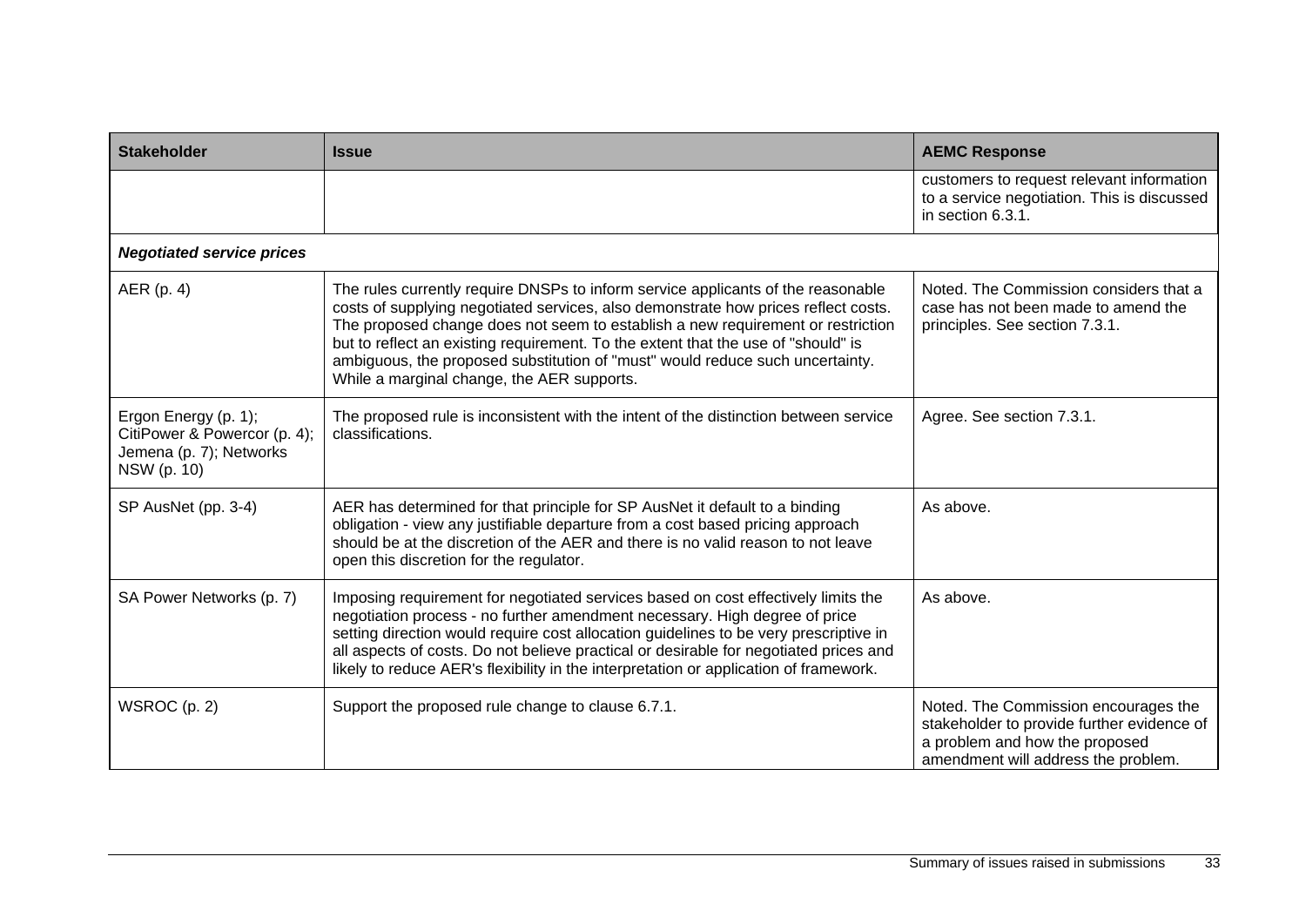| Stakeholder | Issue | AEMC Response |
| --- | --- | --- |
| | | customers to request relevant information to a service negotiation. This is discussed in section 6.3.1. |
| ***Negotiated service prices*** | | |
| AER (p. 4) | The rules currently require DNSPs to inform service applicants of the reasonable costs of supplying negotiated services, also demonstrate how prices reflect costs. The proposed change does not seem to establish a new requirement or restriction but to reflect an existing requirement. To the extent that the use of "should" is ambiguous, the proposed substitution of "must" would reduce such uncertainty. While a marginal change, the AER supports. | Noted. The Commission considers that a case has not been made to amend the principles. See section 7.3.1. |
| Ergon Energy (p. 1); CitiPower & Powercor (p. 4); Jemena (p. 7); Networks NSW (p. 10) | The proposed rule is inconsistent with the intent of the distinction between service classifications. | Agree. See section 7.3.1. |
| SP AusNet (pp. 3-4) | AER has determined for that principle for SP AusNet it default to a binding obligation - view any justifiable departure from a cost based pricing approach should be at the discretion of the AER and there is no valid reason to not leave open this discretion for the regulator. | As above. |
| SA Power Networks (p. 7) | Imposing requirement for negotiated services based on cost effectively limits the negotiation process - no further amendment necessary. High degree of price setting direction would require cost allocation guidelines to be very prescriptive in all aspects of costs. Do not believe practical or desirable for negotiated prices and likely to reduce AER's flexibility in the interpretation or application of framework. | As above. |
| WSROC (p. 2) | Support the proposed rule change to clause 6.7.1. | Noted. The Commission encourages the stakeholder to provide further evidence of a problem and how the proposed amendment will address the problem. |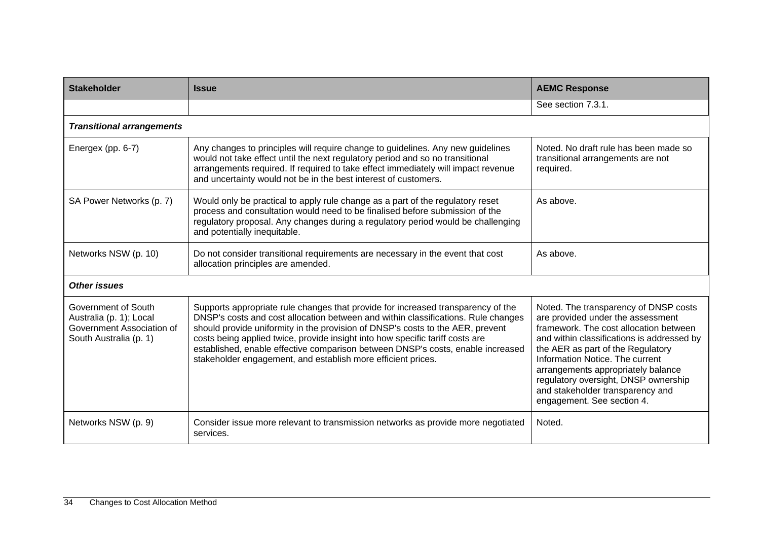| Stakeholder | Issue | AEMC Response |
|---|---|---|
| | | See section 7.3.1. |
| ***Transitional arrangements*** | | |
| Energex (pp. 6-7) | Any changes to principles will require change to guidelines. Any new guidelines would not take effect until the next regulatory period and so no transitional arrangements required. If required to take effect immediately will impact revenue and uncertainty would not be in the best interest of customers. | Noted. No draft rule has been made so transitional arrangements are not required. |
| SA Power Networks (p. 7) | Would only be practical to apply rule change as a part of the regulatory reset process and consultation would need to be finalised before submission of the regulatory proposal. Any changes during a regulatory period would be challenging and potentially inequitable. | As above. |
| Networks NSW (p. 10) | Do not consider transitional requirements are necessary in the event that cost allocation principles are amended. | As above. |
| ***Other issues*** | | |
| Government of South Australia (p. 1); Local Government Association of South Australia (p. 1) | Supports appropriate rule changes that provide for increased transparency of the DNSP's costs and cost allocation between and within classifications. Rule changes should provide uniformity in the provision of DNSP's costs to the AER, prevent costs being applied twice, provide insight into how specific tariff costs are established, enable effective comparison between DNSP's costs, enable increased stakeholder engagement, and establish more efficient prices. | Noted. The transparency of DNSP costs are provided under the assessment framework. The cost allocation between and within classifications is addressed by the AER as part of the Regulatory Information Notice. The current arrangements appropriately balance regulatory oversight, DNSP ownership and stakeholder transparency and engagement. See section 4. |
| Networks NSW (p. 9) | Consider issue more relevant to transmission networks as provide more negotiated services. | Noted. |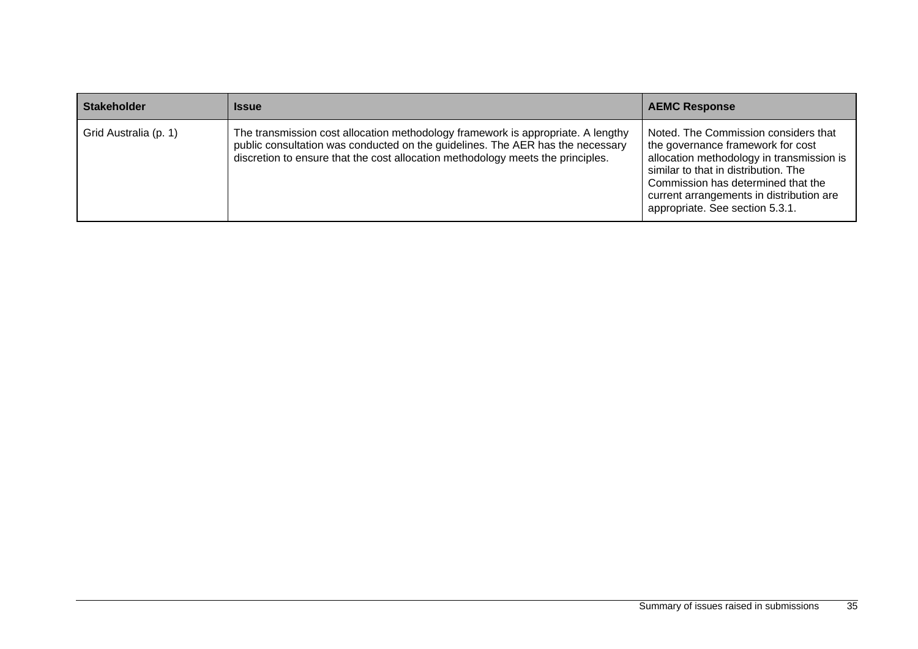| Stakeholder | Issue | AEMC Response |
| --- | --- | --- |
| Grid Australia (p. 1) | The transmission cost allocation methodology framework is appropriate. A lengthy public consultation was conducted on the guidelines. The AER has the necessary discretion to ensure that the cost allocation methodology meets the principles. | Noted. The Commission considers that the governance framework for cost allocation methodology in transmission is similar to that in distribution. The Commission has determined that the current arrangements in distribution are appropriate. See section 5.3.1. |